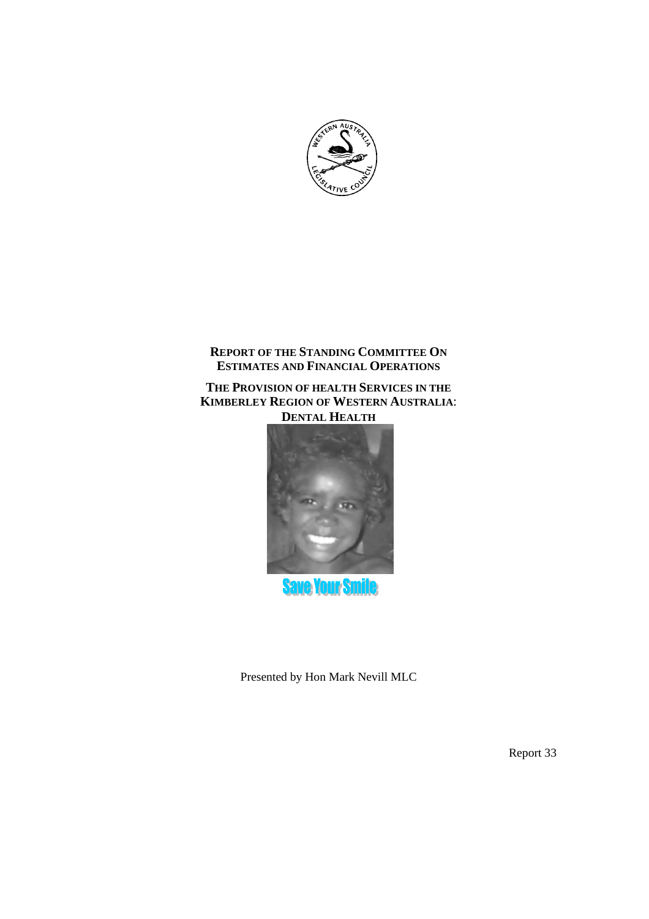**REPORT OF THE STANDING COMMITTEE ON ESTIMATES AND FINANCIAL OPERATIONS**

**THE PROVISION OF HEALTH SERVICES IN THE KIMBERLEY REGION OF WESTERN AUSTRALIA: DENTAL HEALTH**

Save Your Smile

Presented by Hon Mark Nevill MLC

Report 33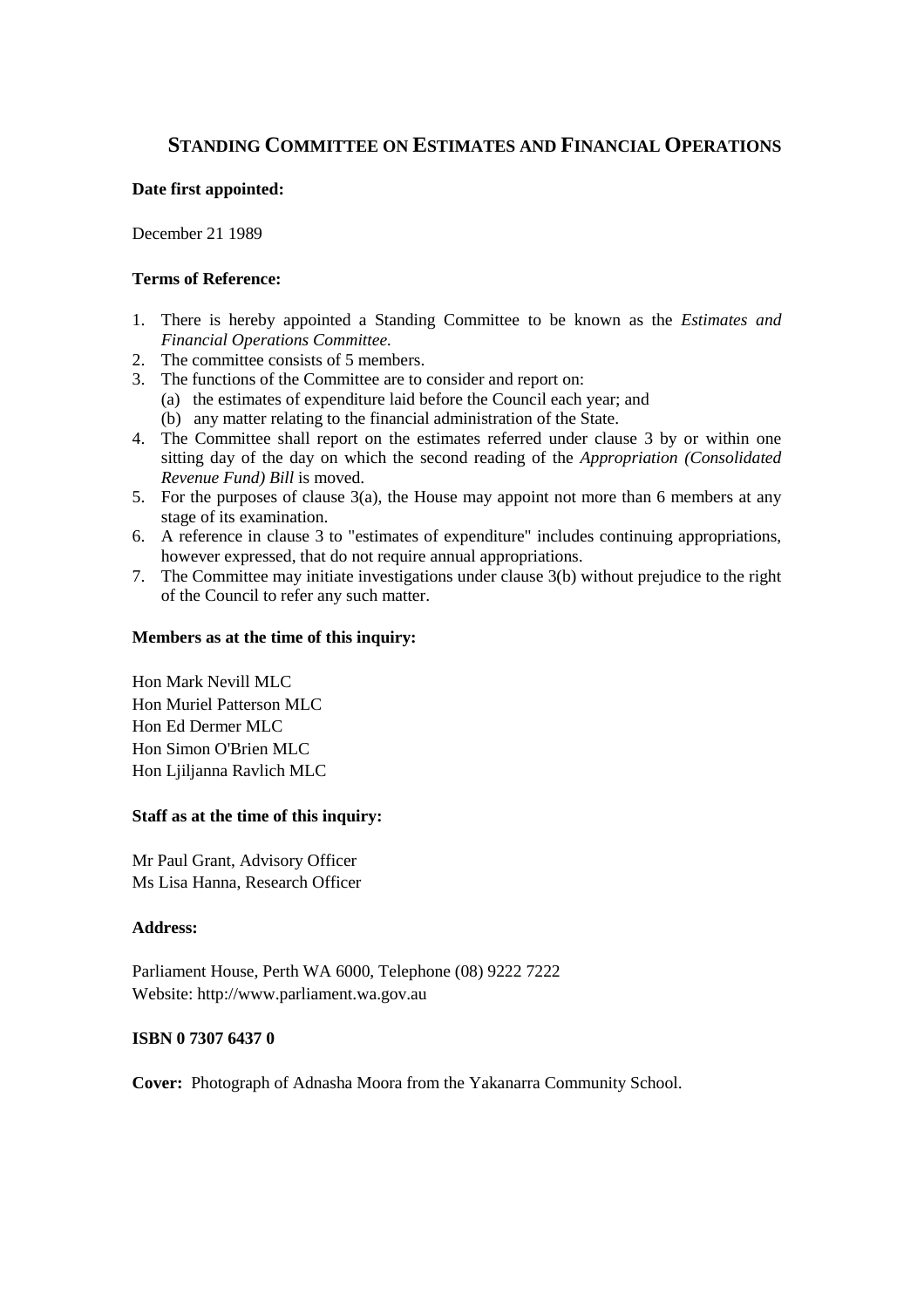# STANDING COMMITTEE ON ESTIMATES AND FINANCIAL OPERATIONS

**Date first appointed:**

December 21 1989

**Terms of Reference:**

1. There is hereby appointed a Standing Committee to be known as the *Estimates and Financial Operations Committee.*
2. The committee consists of 5 members.
3. The functions of the Committee are to consider and report on:
   (a) the estimates of expenditure laid before the Council each year; and
   (b) any matter relating to the financial administration of the State.
4. The Committee shall report on the estimates referred under clause 3 by or within one sitting day of the day on which the second reading of the *Appropriation (Consolidated Revenue Fund) Bill* is moved.
5. For the purposes of clause 3(a), the House may appoint not more than 6 members at any stage of its examination.
6. A reference in clause 3 to "estimates of expenditure" includes continuing appropriations, however expressed, that do not require annual appropriations.
7. The Committee may initiate investigations under clause 3(b) without prejudice to the right of the Council to refer any such matter.

**Members as at the time of this inquiry:**

Hon Mark Nevill MLC
Hon Muriel Patterson MLC
Hon Ed Dermer MLC
Hon Simon O'Brien MLC
Hon Ljiljanna Ravlich MLC

**Staff as at the time of this inquiry:**

Mr Paul Grant, Advisory Officer
Ms Lisa Hanna, Research Officer

**Address:**

Parliament House, Perth WA 6000, Telephone (08) 9222 7222
Website: http://www.parliament.wa.gov.au

**ISBN 0 7307 6437 0**

**Cover:** Photograph of Adnasha Moora from the Yakanarra Community School.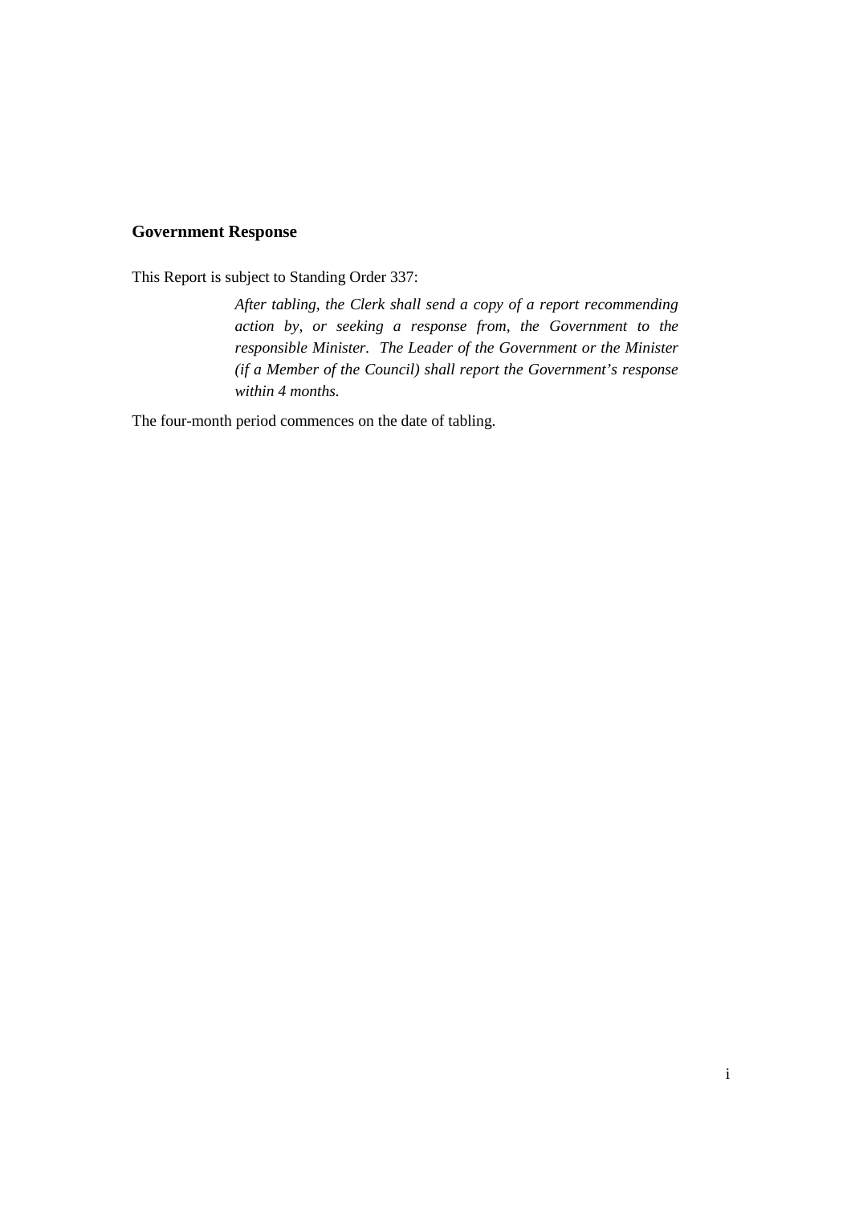## Government Response

This Report is subject to Standing Order 337:

> *After tabling, the Clerk shall send a copy of a report recommending action by, or seeking a response from, the Government to the responsible Minister. The Leader of the Government or the Minister (if a Member of the Council) shall report the Government's response within 4 months.*

The four-month period commences on the date of tabling.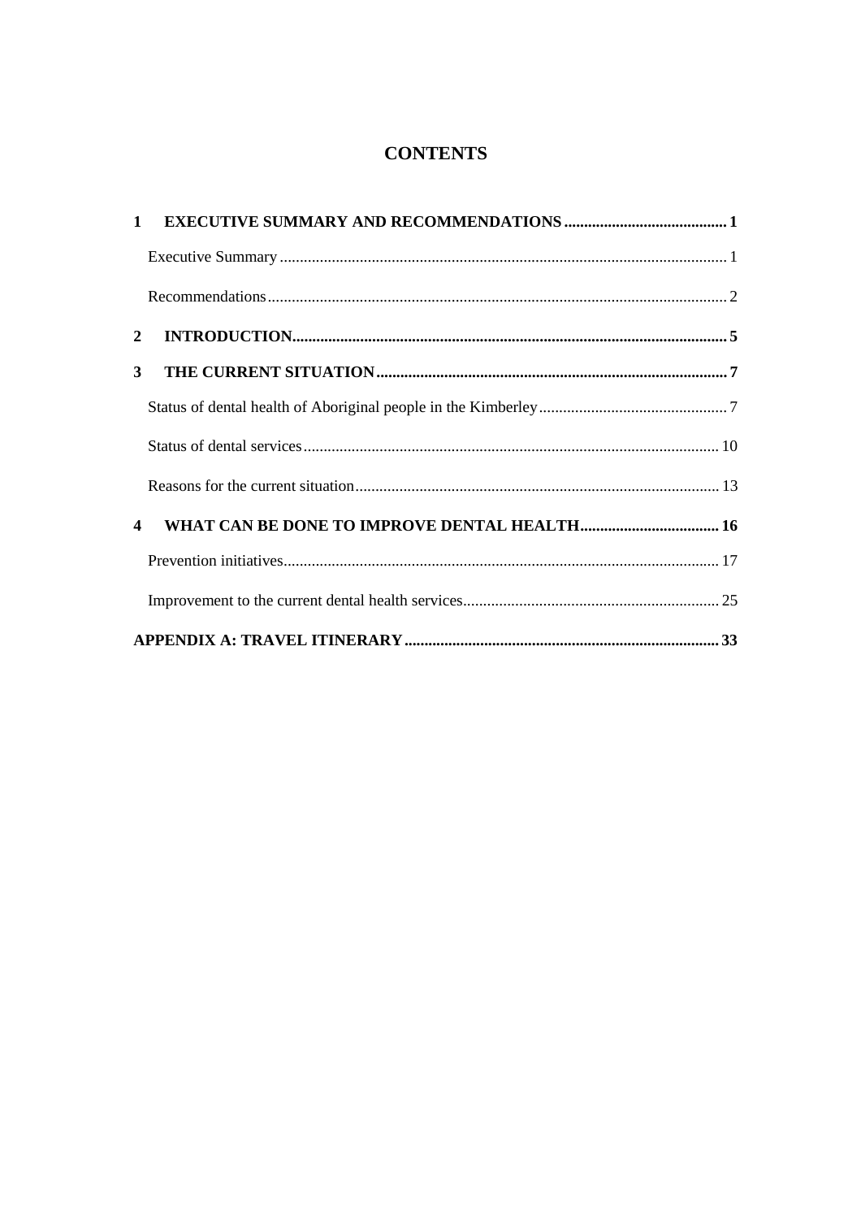# CONTENTS

**1 EXECUTIVE SUMMARY AND RECOMMENDATIONS ......................................... 1**

Executive Summary ............................................................................................................... 1

Recommendations ................................................................................................................. 2

**2 INTRODUCTION............................................................................................................ 5**

**3 THE CURRENT SITUATION ....................................................................................... 7**

Status of dental health of Aboriginal people in the Kimberley ............................................... 7

Status of dental services ....................................................................................................... 10

Reasons for the current situation .......................................................................................... 13

**4 WHAT CAN BE DONE TO IMPROVE DENTAL HEALTH ................................... 16**

Prevention initiatives ............................................................................................................ 17

Improvement to the current dental health services ................................................................ 25

**APPENDIX A: TRAVEL ITINERARY .............................................................................. 33**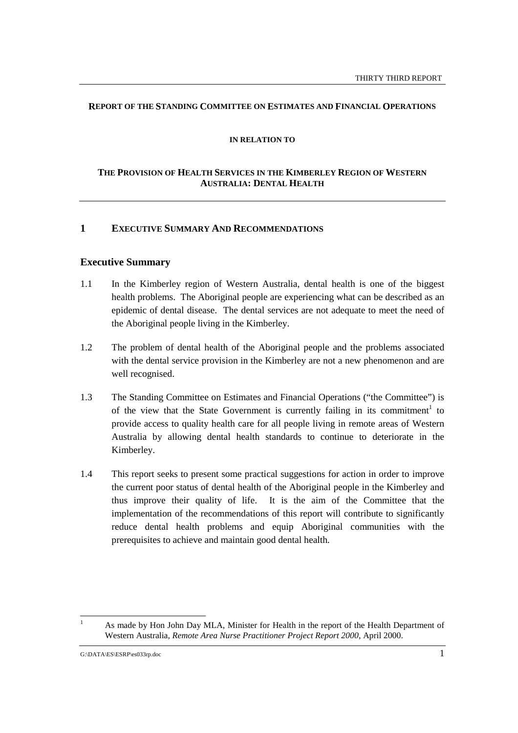**REPORT OF THE STANDING COMMITTEE ON ESTIMATES AND FINANCIAL OPERATIONS**

**IN RELATION TO**

**THE PROVISION OF HEALTH SERVICES IN THE KIMBERLEY REGION OF WESTERN AUSTRALIA: DENTAL HEALTH**

## 1 EXECUTIVE SUMMARY AND RECOMMENDATIONS

### Executive Summary

1.1 In the Kimberley region of Western Australia, dental health is one of the biggest health problems. The Aboriginal people are experiencing what can be described as an epidemic of dental disease. The dental services are not adequate to meet the need of the Aboriginal people living in the Kimberley.

1.2 The problem of dental health of the Aboriginal people and the problems associated with the dental service provision in the Kimberley are not a new phenomenon and are well recognised.

1.3 The Standing Committee on Estimates and Financial Operations ("the Committee") is of the view that the State Government is currently failing in its commitment[1] to provide access to quality health care for all people living in remote areas of Western Australia by allowing dental health standards to continue to deteriorate in the Kimberley.

1.4 This report seeks to present some practical suggestions for action in order to improve the current poor status of dental health of the Aboriginal people in the Kimberley and thus improve their quality of life. It is the aim of the Committee that the implementation of the recommendations of this report will contribute to significantly reduce dental health problems and equip Aboriginal communities with the prerequisites to achieve and maintain good dental health.

---

[1] As made by Hon John Day MLA, Minister for Health in the report of the Health Department of Western Australia, *Remote Area Nurse Practitioner Project Report 2000*, April 2000.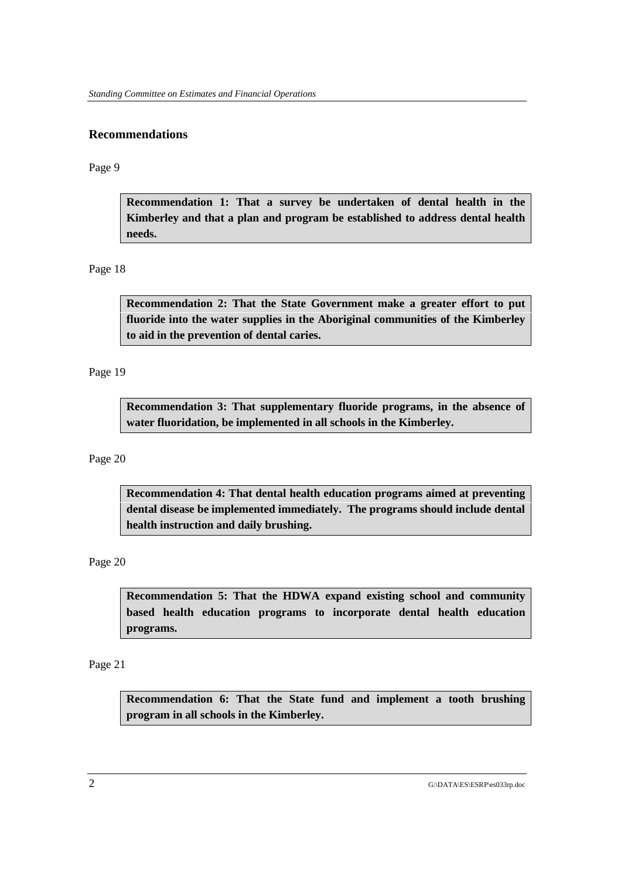## Recommendations

Page 9

**Recommendation 1: That a survey be undertaken of dental health in the Kimberley and that a plan and program be established to address dental health needs.**

Page 18

**Recommendation 2: That the State Government make a greater effort to put fluoride into the water supplies in the Aboriginal communities of the Kimberley to aid in the prevention of dental caries.**

Page 19

**Recommendation 3: That supplementary fluoride programs, in the absence of water fluoridation, be implemented in all schools in the Kimberley.**

Page 20

**Recommendation 4: That dental health education programs aimed at preventing dental disease be implemented immediately. The programs should include dental health instruction and daily brushing.**

Page 20

**Recommendation 5: That the HDWA expand existing school and community based health education programs to incorporate dental health education programs.**

Page 21

**Recommendation 6: That the State fund and implement a tooth brushing program in all schools in the Kimberley.**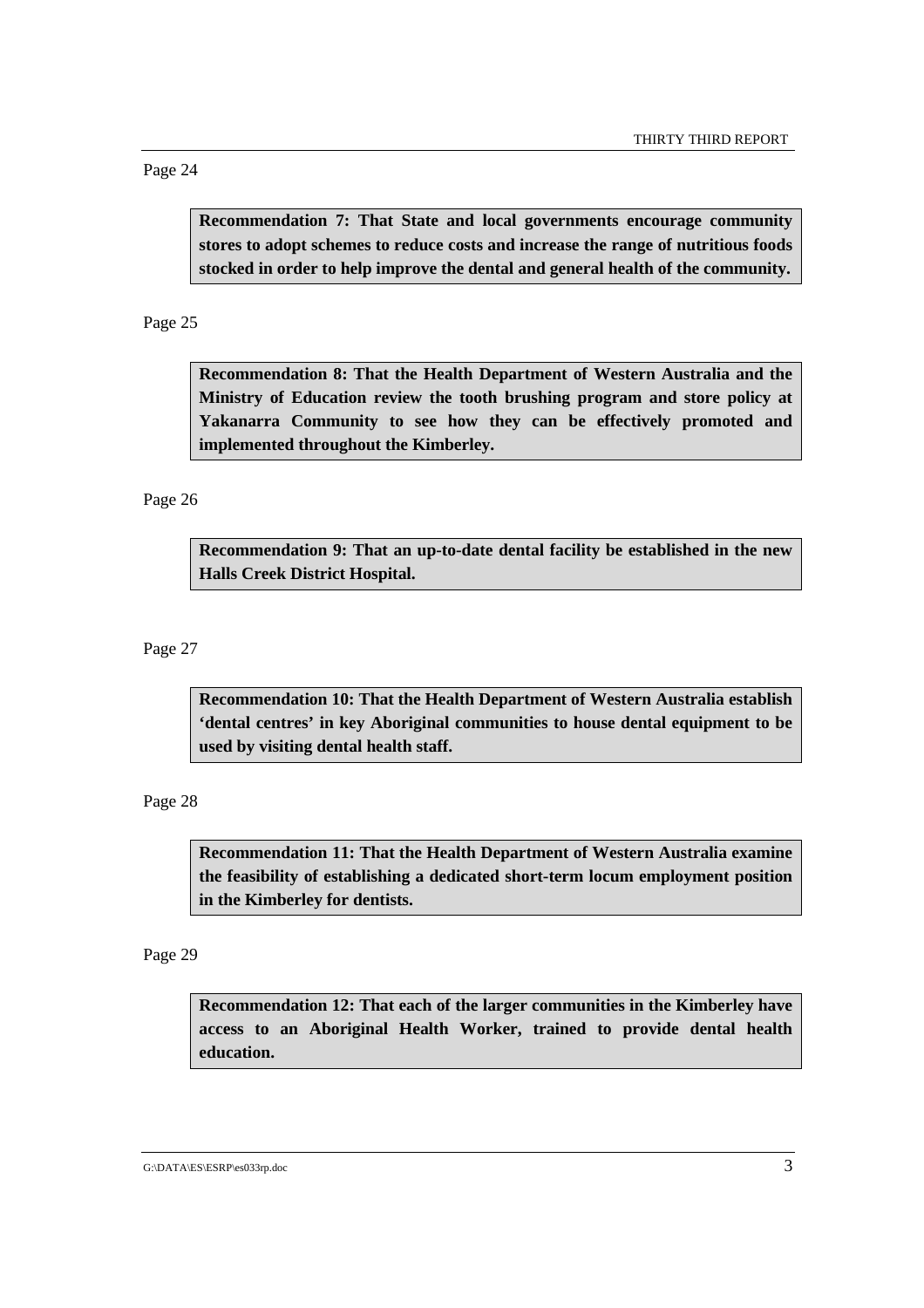Page 24

**Recommendation 7: That State and local governments encourage community stores to adopt schemes to reduce costs and increase the range of nutritious foods stocked in order to help improve the dental and general health of the community.**

Page 25

**Recommendation 8: That the Health Department of Western Australia and the Ministry of Education review the tooth brushing program and store policy at Yakanarra Community to see how they can be effectively promoted and implemented throughout the Kimberley.**

Page 26

**Recommendation 9: That an up-to-date dental facility be established in the new Halls Creek District Hospital.**

Page 27

**Recommendation 10: That the Health Department of Western Australia establish 'dental centres' in key Aboriginal communities to house dental equipment to be used by visiting dental health staff.**

Page 28

**Recommendation 11: That the Health Department of Western Australia examine the feasibility of establishing a dedicated short-term locum employment position in the Kimberley for dentists.**

Page 29

**Recommendation 12: That each of the larger communities in the Kimberley have access to an Aboriginal Health Worker, trained to provide dental health education.**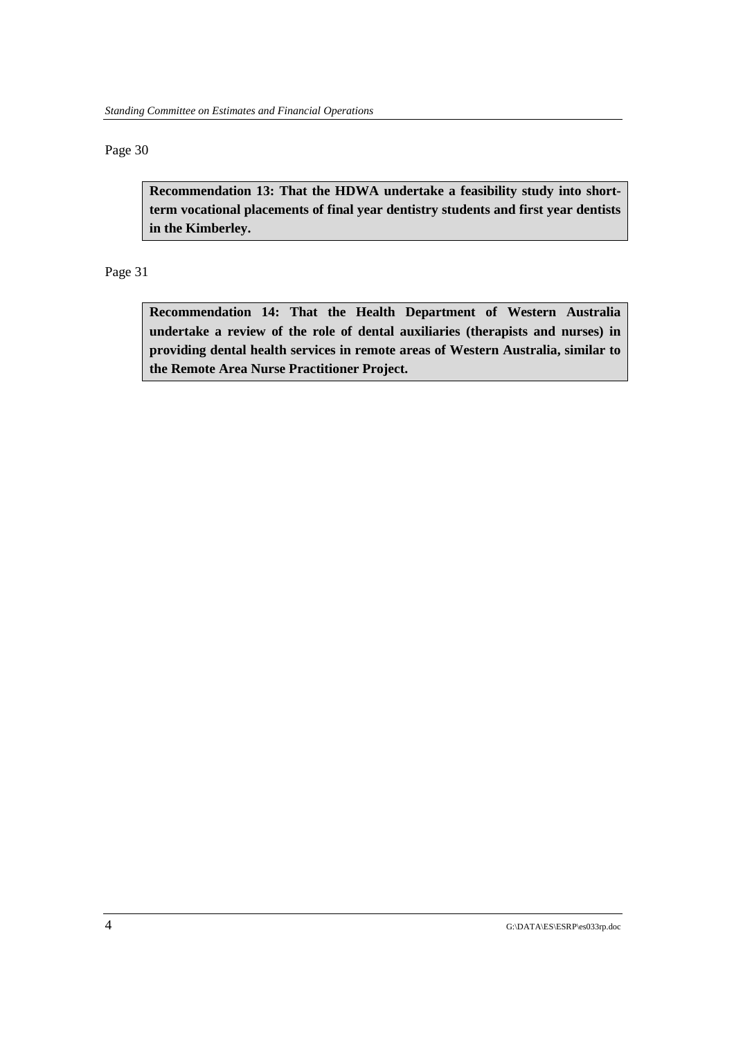Page 30

> **Recommendation 13: That the HDWA undertake a feasibility study into short-term vocational placements of final year dentistry students and first year dentists in the Kimberley.**

Page 31

> **Recommendation 14: That the Health Department of Western Australia undertake a review of the role of dental auxiliaries (therapists and nurses) in providing dental health services in remote areas of Western Australia, similar to the Remote Area Nurse Practitioner Project.**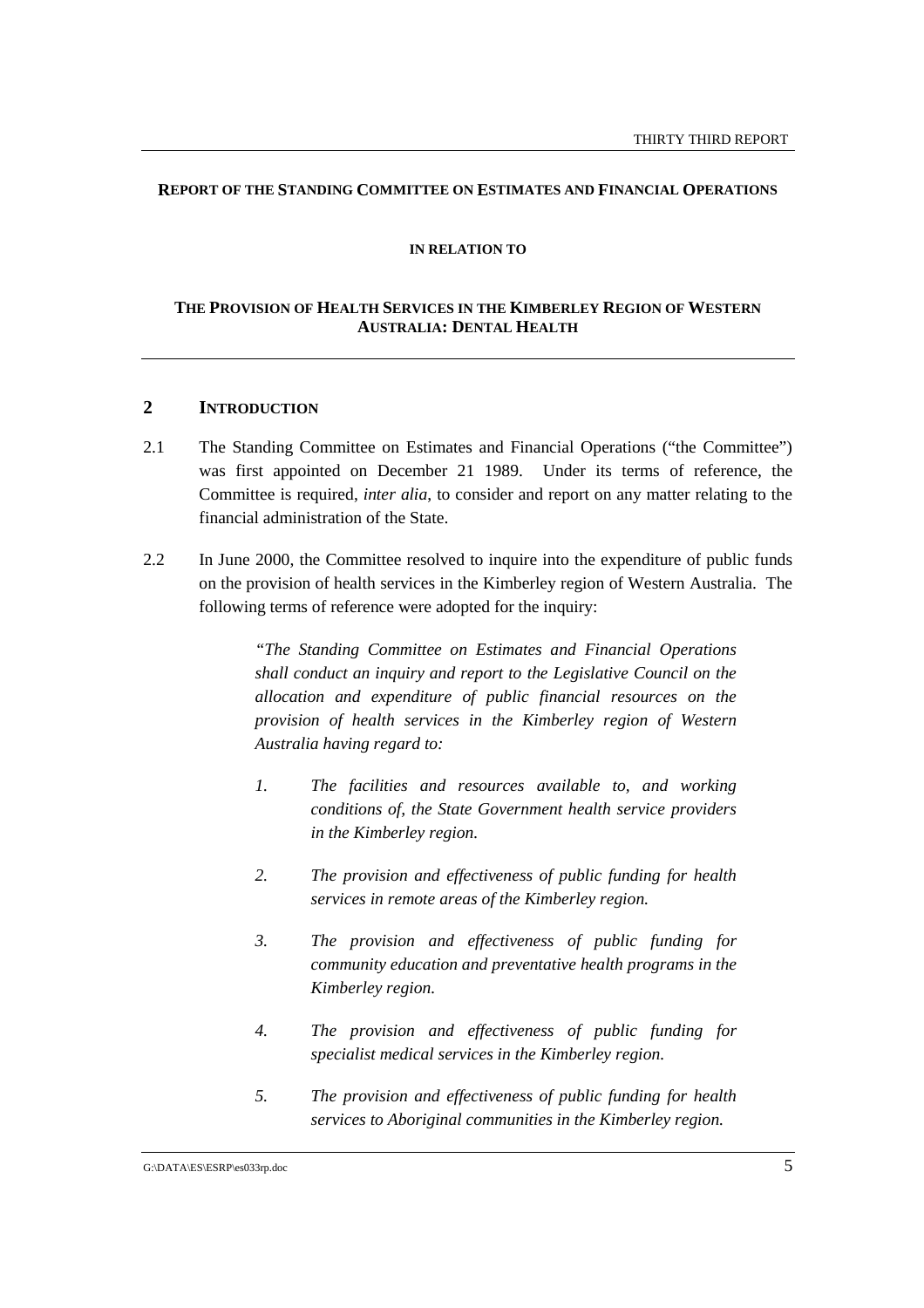**REPORT OF THE STANDING COMMITTEE ON ESTIMATES AND FINANCIAL OPERATIONS**

**IN RELATION TO**

**THE PROVISION OF HEALTH SERVICES IN THE KIMBERLEY REGION OF WESTERN AUSTRALIA: DENTAL HEALTH**

## 2 INTRODUCTION

2.1 The Standing Committee on Estimates and Financial Operations ("the Committee") was first appointed on December 21 1989. Under its terms of reference, the Committee is required, *inter alia*, to consider and report on any matter relating to the financial administration of the State.

2.2 In June 2000, the Committee resolved to inquire into the expenditure of public funds on the provision of health services in the Kimberley region of Western Australia. The following terms of reference were adopted for the inquiry:

> *"The Standing Committee on Estimates and Financial Operations shall conduct an inquiry and report to the Legislative Council on the allocation and expenditure of public financial resources on the provision of health services in the Kimberley region of Western Australia having regard to:*
>
> *1. The facilities and resources available to, and working conditions of, the State Government health service providers in the Kimberley region.*
>
> *2. The provision and effectiveness of public funding for health services in remote areas of the Kimberley region.*
>
> *3. The provision and effectiveness of public funding for community education and preventative health programs in the Kimberley region.*
>
> *4. The provision and effectiveness of public funding for specialist medical services in the Kimberley region.*
>
> *5. The provision and effectiveness of public funding for health services to Aboriginal communities in the Kimberley region.*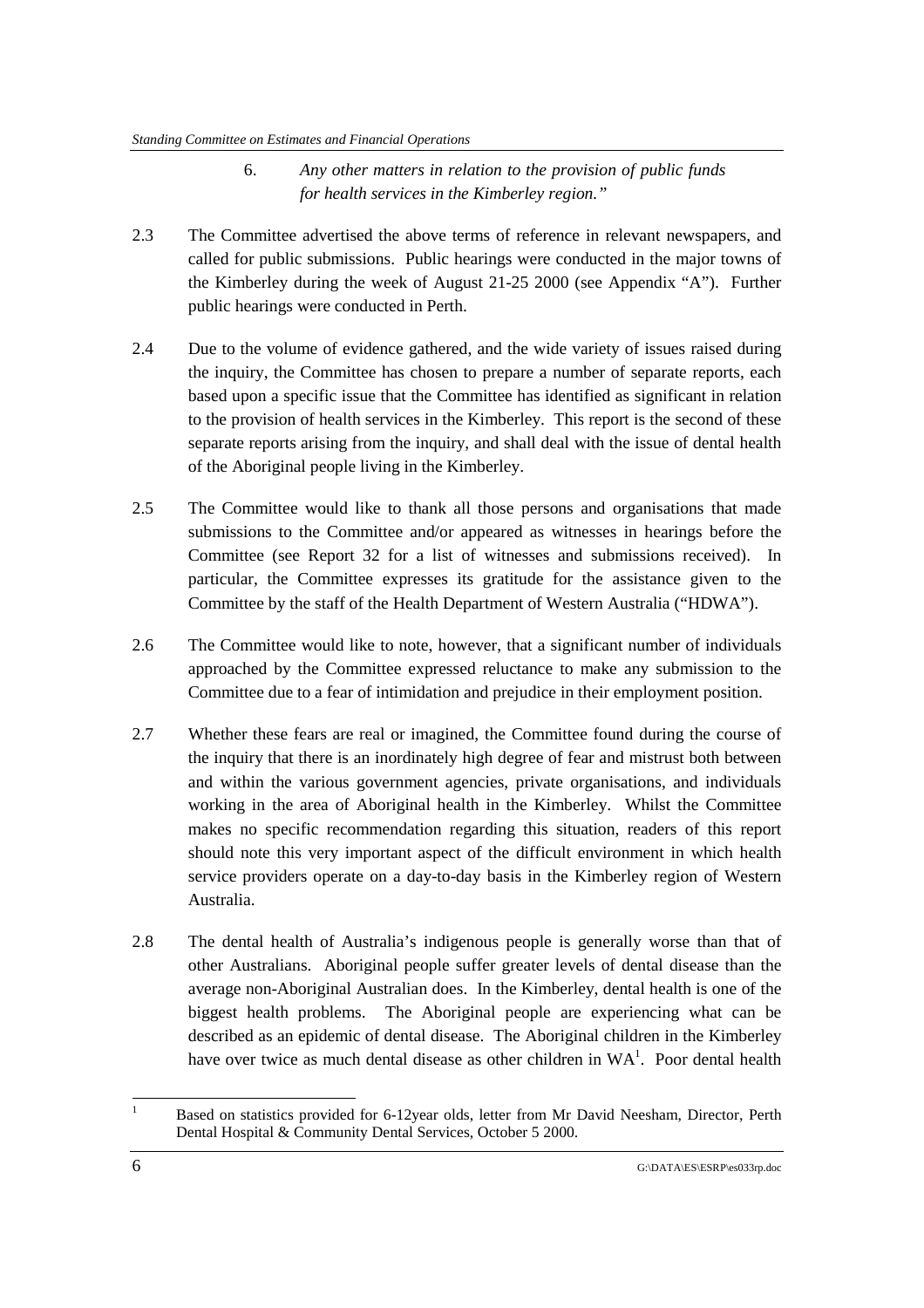6. *Any other matters in relation to the provision of public funds for health services in the Kimberley region."*

2.3 The Committee advertised the above terms of reference in relevant newspapers, and called for public submissions. Public hearings were conducted in the major towns of the Kimberley during the week of August 21-25 2000 (see Appendix "A"). Further public hearings were conducted in Perth.

2.4 Due to the volume of evidence gathered, and the wide variety of issues raised during the inquiry, the Committee has chosen to prepare a number of separate reports, each based upon a specific issue that the Committee has identified as significant in relation to the provision of health services in the Kimberley. This report is the second of these separate reports arising from the inquiry, and shall deal with the issue of dental health of the Aboriginal people living in the Kimberley.

2.5 The Committee would like to thank all those persons and organisations that made submissions to the Committee and/or appeared as witnesses in hearings before the Committee (see Report 32 for a list of witnesses and submissions received). In particular, the Committee expresses its gratitude for the assistance given to the Committee by the staff of the Health Department of Western Australia ("HDWA").

2.6 The Committee would like to note, however, that a significant number of individuals approached by the Committee expressed reluctance to make any submission to the Committee due to a fear of intimidation and prejudice in their employment position.

2.7 Whether these fears are real or imagined, the Committee found during the course of the inquiry that there is an inordinately high degree of fear and mistrust both between and within the various government agencies, private organisations, and individuals working in the area of Aboriginal health in the Kimberley. Whilst the Committee makes no specific recommendation regarding this situation, readers of this report should note this very important aspect of the difficult environment in which health service providers operate on a day-to-day basis in the Kimberley region of Western Australia.

2.8 The dental health of Australia's indigenous people is generally worse than that of other Australians. Aboriginal people suffer greater levels of dental disease than the average non-Aboriginal Australian does. In the Kimberley, dental health is one of the biggest health problems. The Aboriginal people are experiencing what can be described as an epidemic of dental disease. The Aboriginal children in the Kimberley have over twice as much dental disease as other children in WA[1]. Poor dental health

[1] Based on statistics provided for 6-12year olds, letter from Mr David Neesham, Director, Perth Dental Hospital & Community Dental Services, October 5 2000.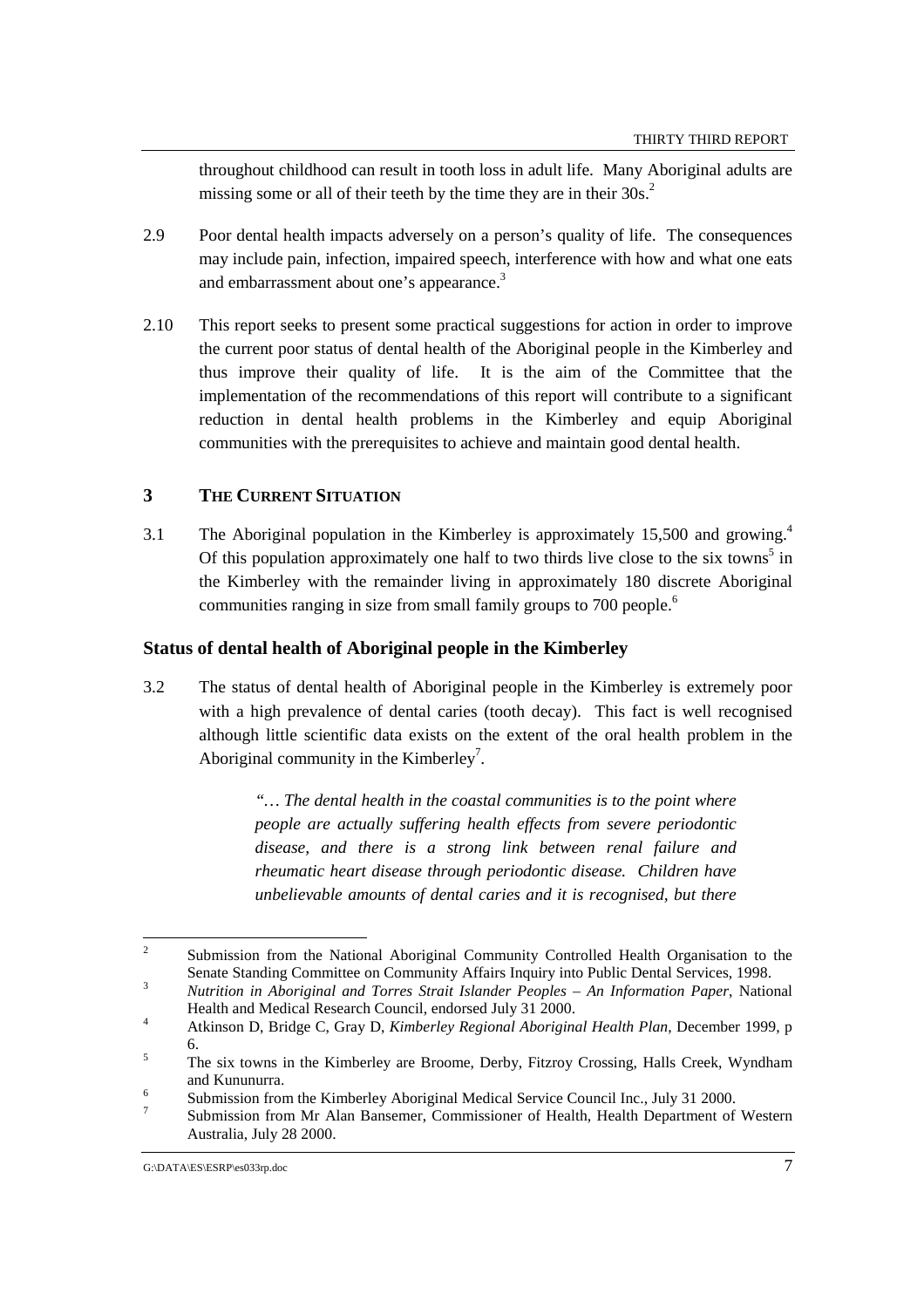throughout childhood can result in tooth loss in adult life. Many Aboriginal adults are missing some or all of their teeth by the time they are in their 30s.[2]

2.9 Poor dental health impacts adversely on a person's quality of life. The consequences may include pain, infection, impaired speech, interference with how and what one eats and embarrassment about one's appearance.[3]

2.10 This report seeks to present some practical suggestions for action in order to improve the current poor status of dental health of the Aboriginal people in the Kimberley and thus improve their quality of life. It is the aim of the Committee that the implementation of the recommendations of this report will contribute to a significant reduction in dental health problems in the Kimberley and equip Aboriginal communities with the prerequisites to achieve and maintain good dental health.

## 3 THE CURRENT SITUATION

3.1 The Aboriginal population in the Kimberley is approximately 15,500 and growing.[4] Of this population approximately one half to two thirds live close to the six towns[5] in the Kimberley with the remainder living in approximately 180 discrete Aboriginal communities ranging in size from small family groups to 700 people.[6]

### Status of dental health of Aboriginal people in the Kimberley

3.2 The status of dental health of Aboriginal people in the Kimberley is extremely poor with a high prevalence of dental caries (tooth decay). This fact is well recognised although little scientific data exists on the extent of the oral health problem in the Aboriginal community in the Kimberley[7].

> *"… The dental health in the coastal communities is to the point where people are actually suffering health effects from severe periodontic disease, and there is a strong link between renal failure and rheumatic heart disease through periodontic disease. Children have unbelievable amounts of dental caries and it is recognised, but there*

---

[2] Submission from the National Aboriginal Community Controlled Health Organisation to the Senate Standing Committee on Community Affairs Inquiry into Public Dental Services, 1998.

[3] *Nutrition in Aboriginal and Torres Strait Islander Peoples – An Information Paper*, National Health and Medical Research Council, endorsed July 31 2000.

[4] Atkinson D, Bridge C, Gray D, *Kimberley Regional Aboriginal Health Plan*, December 1999, p 6.

[5] The six towns in the Kimberley are Broome, Derby, Fitzroy Crossing, Halls Creek, Wyndham and Kununurra.

[6] Submission from the Kimberley Aboriginal Medical Service Council Inc., July 31 2000.

[7] Submission from Mr Alan Bansemer, Commissioner of Health, Health Department of Western Australia, July 28 2000.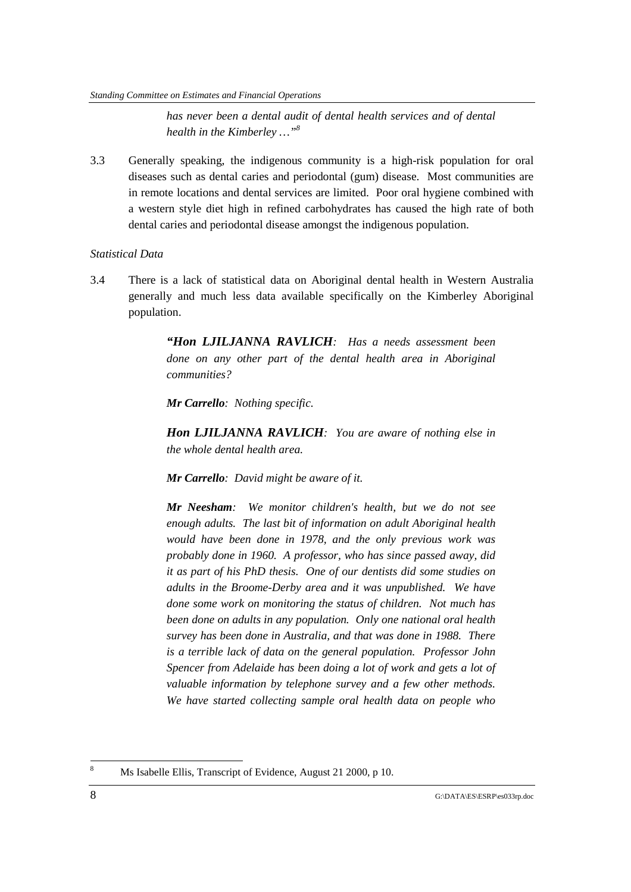*has never been a dental audit of dental health services and of dental health in the Kimberley …"*[8]

3.3 Generally speaking, the indigenous community is a high-risk population for oral diseases such as dental caries and periodontal (gum) disease. Most communities are in remote locations and dental services are limited. Poor oral hygiene combined with a western style diet high in refined carbohydrates has caused the high rate of both dental caries and periodontal disease amongst the indigenous population.

*Statistical Data*

3.4 There is a lack of statistical data on Aboriginal dental health in Western Australia generally and much less data available specifically on the Kimberley Aboriginal population.

> ***"Hon LJILJANNA RAVLICH****: Has a needs assessment been done on any other part of the dental health area in Aboriginal communities?*
>
> ***Mr Carrello****: Nothing specific.*
>
> ***Hon LJILJANNA RAVLICH****: You are aware of nothing else in the whole dental health area.*
>
> ***Mr Carrello****: David might be aware of it.*
>
> ***Mr Neesham****: We monitor children's health, but we do not see enough adults. The last bit of information on adult Aboriginal health would have been done in 1978, and the only previous work was probably done in 1960. A professor, who has since passed away, did it as part of his PhD thesis. One of our dentists did some studies on adults in the Broome-Derby area and it was unpublished. We have done some work on monitoring the status of children. Not much has been done on adults in any population. Only one national oral health survey has been done in Australia, and that was done in 1988. There is a terrible lack of data on the general population. Professor John Spencer from Adelaide has been doing a lot of work and gets a lot of valuable information by telephone survey and a few other methods. We have started collecting sample oral health data on people who*

[8] Ms Isabelle Ellis, Transcript of Evidence, August 21 2000, p 10.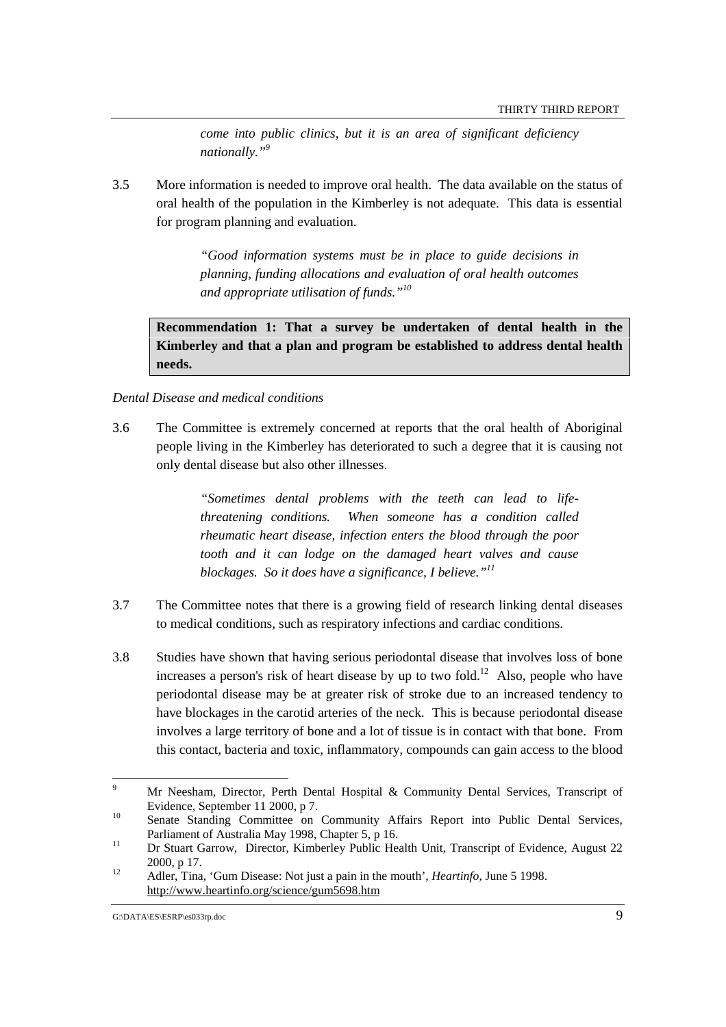*come into public clinics, but it is an area of significant deficiency nationally."*[9]

3.5 More information is needed to improve oral health. The data available on the status of oral health of the population in the Kimberley is not adequate. This data is essential for program planning and evaluation.

> *"Good information systems must be in place to guide decisions in planning, funding allocations and evaluation of oral health outcomes and appropriate utilisation of funds."*[10]

**Recommendation 1: That a survey be undertaken of dental health in the Kimberley and that a plan and program be established to address dental health needs.**

*Dental Disease and medical conditions*

3.6 The Committee is extremely concerned at reports that the oral health of Aboriginal people living in the Kimberley has deteriorated to such a degree that it is causing not only dental disease but also other illnesses.

> *"Sometimes dental problems with the teeth can lead to life-threatening conditions. When someone has a condition called rheumatic heart disease, infection enters the blood through the poor tooth and it can lodge on the damaged heart valves and cause blockages. So it does have a significance, I believe."*[11]

3.7 The Committee notes that there is a growing field of research linking dental diseases to medical conditions, such as respiratory infections and cardiac conditions.

3.8 Studies have shown that having serious periodontal disease that involves loss of bone increases a person's risk of heart disease by up to two fold.[12] Also, people who have periodontal disease may be at greater risk of stroke due to an increased tendency to have blockages in the carotid arteries of the neck. This is because periodontal disease involves a large territory of bone and a lot of tissue is in contact with that bone. From this contact, bacteria and toxic, inflammatory, compounds can gain access to the blood

---

[9] Mr Neesham, Director, Perth Dental Hospital & Community Dental Services, Transcript of Evidence, September 11 2000, p 7.

[10] Senate Standing Committee on Community Affairs Report into Public Dental Services, Parliament of Australia May 1998, Chapter 5, p 16.

[11] Dr Stuart Garrow, Director, Kimberley Public Health Unit, Transcript of Evidence, August 22 2000, p 17.

[12] Adler, Tina, 'Gum Disease: Not just a pain in the mouth', *Heartinfo*, June 5 1998. http://www.heartinfo.org/science/gum5698.htm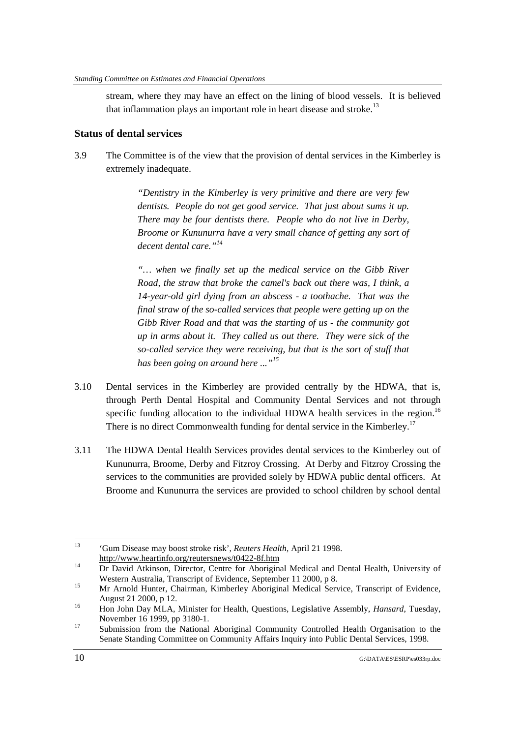stream, where they may have an effect on the lining of blood vessels. It is believed that inflammation plays an important role in heart disease and stroke.[13]

## Status of dental services

3.9 The Committee is of the view that the provision of dental services in the Kimberley is extremely inadequate.

> *"Dentistry in the Kimberley is very primitive and there are very few dentists. People do not get good service. That just about sums it up. There may be four dentists there. People who do not live in Derby, Broome or Kununurra have a very small chance of getting any sort of decent dental care."*[14]

> *"… when we finally set up the medical service on the Gibb River Road, the straw that broke the camel's back out there was, I think, a 14-year-old girl dying from an abscess - a toothache. That was the final straw of the so-called services that people were getting up on the Gibb River Road and that was the starting of us - the community got up in arms about it. They called us out there. They were sick of the so-called service they were receiving, but that is the sort of stuff that has been going on around here ..."*[15]

3.10 Dental services in the Kimberley are provided centrally by the HDWA, that is, through Perth Dental Hospital and Community Dental Services and not through specific funding allocation to the individual HDWA health services in the region.[16] There is no direct Commonwealth funding for dental service in the Kimberley.[17]

3.11 The HDWA Dental Health Services provides dental services to the Kimberley out of Kununurra, Broome, Derby and Fitzroy Crossing. At Derby and Fitzroy Crossing the services to the communities are provided solely by HDWA public dental officers. At Broome and Kununurra the services are provided to school children by school dental

---

[13] 'Gum Disease may boost stroke risk', *Reuters Health*, April 21 1998. http://www.heartinfo.org/reutersnews/t0422-8f.htm

[14] Dr David Atkinson, Director, Centre for Aboriginal Medical and Dental Health, University of Western Australia, Transcript of Evidence, September 11 2000, p 8.

[15] Mr Arnold Hunter, Chairman, Kimberley Aboriginal Medical Service, Transcript of Evidence, August 21 2000, p 12.

[16] Hon John Day MLA, Minister for Health, Questions, Legislative Assembly, *Hansard*, Tuesday, November 16 1999, pp 3180-1.

[17] Submission from the National Aboriginal Community Controlled Health Organisation to the Senate Standing Committee on Community Affairs Inquiry into Public Dental Services, 1998.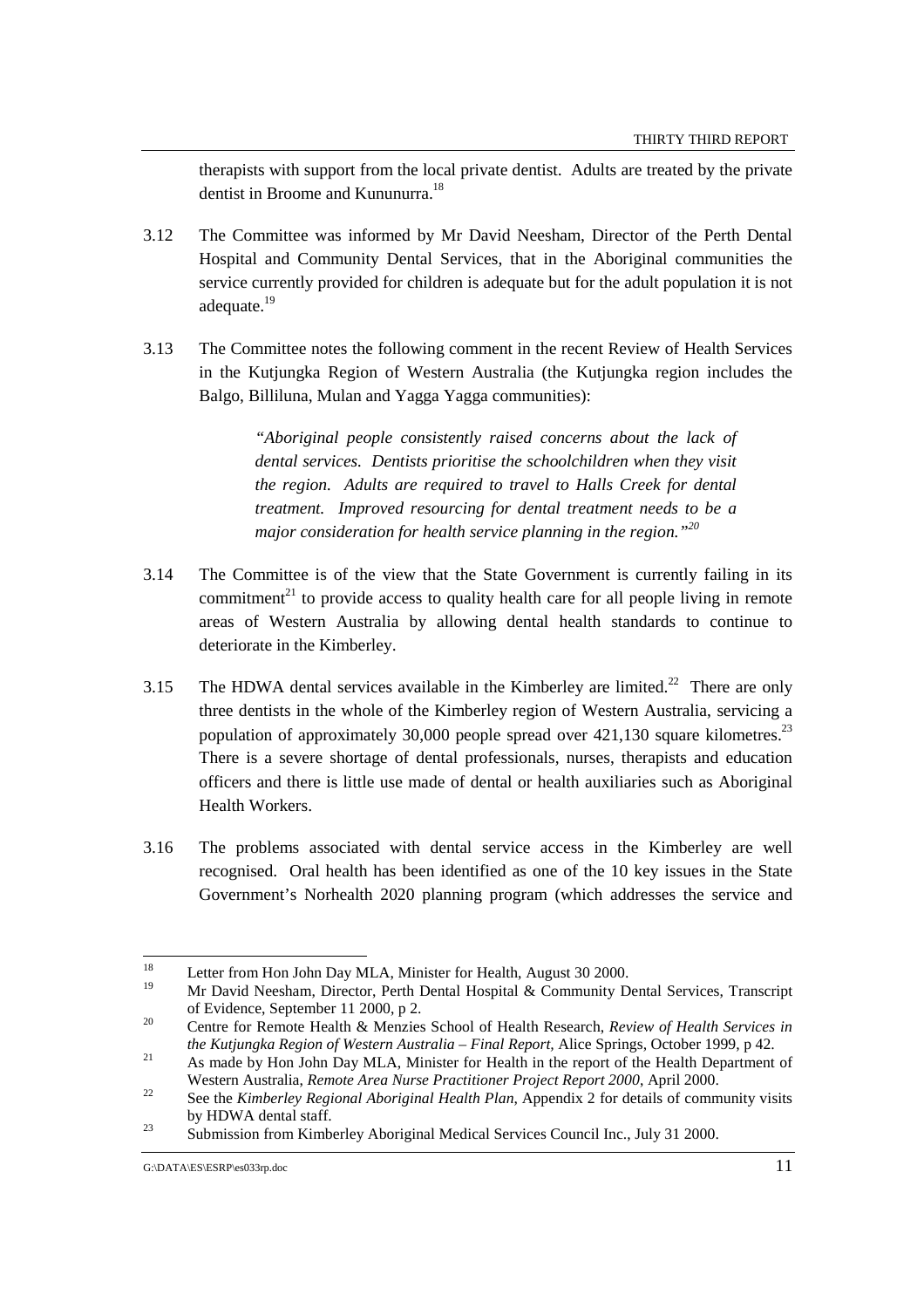therapists with support from the local private dentist. Adults are treated by the private dentist in Broome and Kununurra.[18]

3.12 The Committee was informed by Mr David Neesham, Director of the Perth Dental Hospital and Community Dental Services, that in the Aboriginal communities the service currently provided for children is adequate but for the adult population it is not adequate.[19]

3.13 The Committee notes the following comment in the recent Review of Health Services in the Kutjungka Region of Western Australia (the Kutjungka region includes the Balgo, Billiluna, Mulan and Yagga Yagga communities):

> *"Aboriginal people consistently raised concerns about the lack of dental services. Dentists prioritise the schoolchildren when they visit the region. Adults are required to travel to Halls Creek for dental treatment. Improved resourcing for dental treatment needs to be a major consideration for health service planning in the region."*[20]

3.14 The Committee is of the view that the State Government is currently failing in its commitment[21] to provide access to quality health care for all people living in remote areas of Western Australia by allowing dental health standards to continue to deteriorate in the Kimberley.

3.15 The HDWA dental services available in the Kimberley are limited.[22] There are only three dentists in the whole of the Kimberley region of Western Australia, servicing a population of approximately 30,000 people spread over 421,130 square kilometres.[23] There is a severe shortage of dental professionals, nurses, therapists and education officers and there is little use made of dental or health auxiliaries such as Aboriginal Health Workers.

3.16 The problems associated with dental service access in the Kimberley are well recognised. Oral health has been identified as one of the 10 key issues in the State Government's Norhealth 2020 planning program (which addresses the service and

---

[18] Letter from Hon John Day MLA, Minister for Health, August 30 2000.

[19] Mr David Neesham, Director, Perth Dental Hospital & Community Dental Services, Transcript of Evidence, September 11 2000, p 2.

[20] Centre for Remote Health & Menzies School of Health Research, *Review of Health Services in the Kutjungka Region of Western Australia – Final Report*, Alice Springs, October 1999, p 42.

[21] As made by Hon John Day MLA, Minister for Health in the report of the Health Department of Western Australia, *Remote Area Nurse Practitioner Project Report 2000*, April 2000.

[22] See the *Kimberley Regional Aboriginal Health Plan*, Appendix 2 for details of community visits by HDWA dental staff.

[23] Submission from Kimberley Aboriginal Medical Services Council Inc., July 31 2000.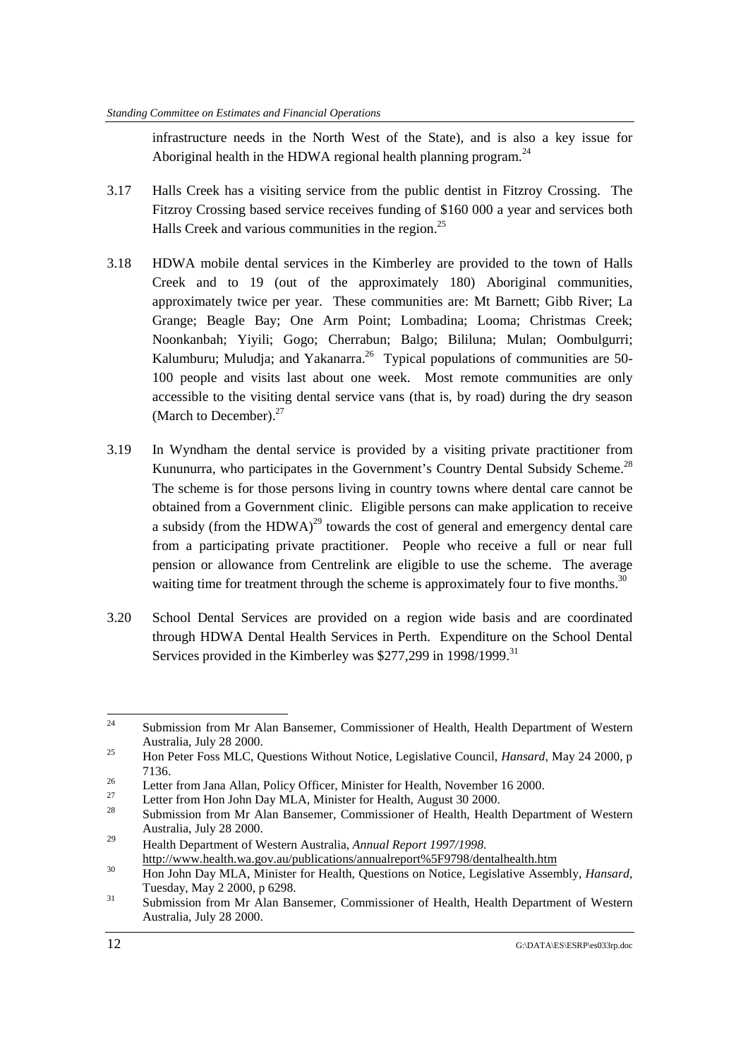infrastructure needs in the North West of the State), and is also a key issue for Aboriginal health in the HDWA regional health planning program.[24]

3.17 Halls Creek has a visiting service from the public dentist in Fitzroy Crossing. The Fitzroy Crossing based service receives funding of $160 000 a year and services both Halls Creek and various communities in the region.[25]

3.18 HDWA mobile dental services in the Kimberley are provided to the town of Halls Creek and to 19 (out of the approximately 180) Aboriginal communities, approximately twice per year. These communities are: Mt Barnett; Gibb River; La Grange; Beagle Bay; One Arm Point; Lombadina; Looma; Christmas Creek; Noonkanbah; Yiyili; Gogo; Cherrabun; Balgo; Bililuna; Mulan; Oombulgurri; Kalumburu; Muludja; and Yakanarra.[26] Typical populations of communities are 50-100 people and visits last about one week. Most remote communities are only accessible to the visiting dental service vans (that is, by road) during the dry season (March to December).[27]

3.19 In Wyndham the dental service is provided by a visiting private practitioner from Kununurra, who participates in the Government's Country Dental Subsidy Scheme.[28] The scheme is for those persons living in country towns where dental care cannot be obtained from a Government clinic. Eligible persons can make application to receive a subsidy (from the HDWA)[29] towards the cost of general and emergency dental care from a participating private practitioner. People who receive a full or near full pension or allowance from Centrelink are eligible to use the scheme. The average waiting time for treatment through the scheme is approximately four to five months.[30]

3.20 School Dental Services are provided on a region wide basis and are coordinated through HDWA Dental Health Services in Perth. Expenditure on the School Dental Services provided in the Kimberley was $277,299 in 1998/1999.[31]

---

[24] Submission from Mr Alan Bansemer, Commissioner of Health, Health Department of Western Australia, July 28 2000.

[25] Hon Peter Foss MLC, Questions Without Notice, Legislative Council, *Hansard*, May 24 2000, p 7136.

[26] Letter from Jana Allan, Policy Officer, Minister for Health, November 16 2000.

[27] Letter from Hon John Day MLA, Minister for Health, August 30 2000.

[28] Submission from Mr Alan Bansemer, Commissioner of Health, Health Department of Western Australia, July 28 2000.

[29] Health Department of Western Australia, *Annual Report 1997/1998.* http://www.health.wa.gov.au/publications/annualreport%5F9798/dentalhealth.htm

[30] Hon John Day MLA, Minister for Health, Questions on Notice, Legislative Assembly, *Hansard*, Tuesday, May 2 2000, p 6298.

[31] Submission from Mr Alan Bansemer, Commissioner of Health, Health Department of Western Australia, July 28 2000.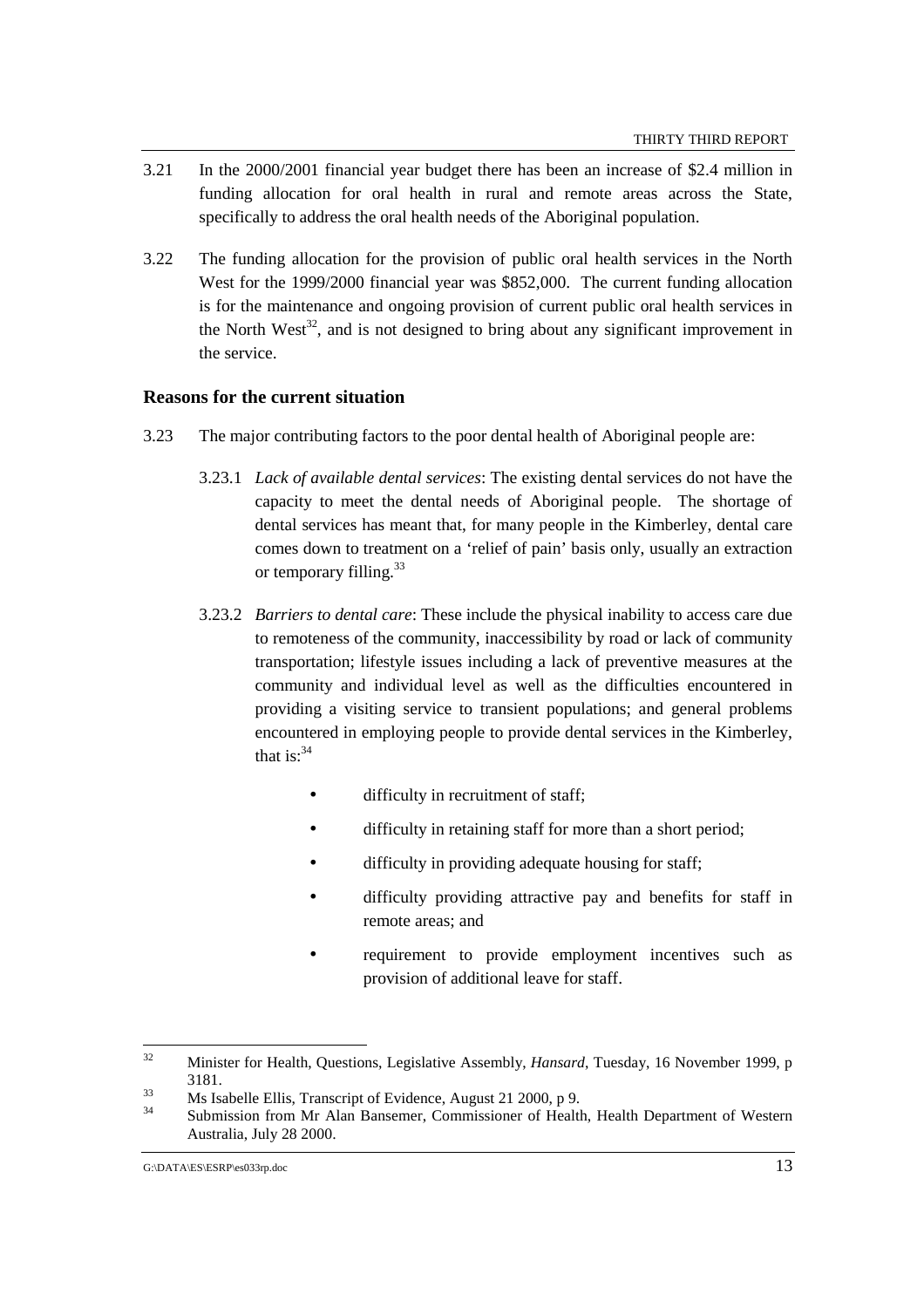3.21 In the 2000/2001 financial year budget there has been an increase of $2.4 million in funding allocation for oral health in rural and remote areas across the State, specifically to address the oral health needs of the Aboriginal population.

3.22 The funding allocation for the provision of public oral health services in the North West for the 1999/2000 financial year was $852,000. The current funding allocation is for the maintenance and ongoing provision of current public oral health services in the North West[32], and is not designed to bring about any significant improvement in the service.

### Reasons for the current situation

3.23 The major contributing factors to the poor dental health of Aboriginal people are:

3.23.1 *Lack of available dental services*: The existing dental services do not have the capacity to meet the dental needs of Aboriginal people. The shortage of dental services has meant that, for many people in the Kimberley, dental care comes down to treatment on a 'relief of pain' basis only, usually an extraction or temporary filling.[33]

3.23.2 *Barriers to dental care*: These include the physical inability to access care due to remoteness of the community, inaccessibility by road or lack of community transportation; lifestyle issues including a lack of preventive measures at the community and individual level as well as the difficulties encountered in providing a visiting service to transient populations; and general problems encountered in employing people to provide dental services in the Kimberley, that is:[34]

- difficulty in recruitment of staff;
- difficulty in retaining staff for more than a short period;
- difficulty in providing adequate housing for staff;
- difficulty providing attractive pay and benefits for staff in remote areas; and
- requirement to provide employment incentives such as provision of additional leave for staff.

---

[32] Minister for Health, Questions, Legislative Assembly, *Hansard*, Tuesday, 16 November 1999, p 3181.

[33] Ms Isabelle Ellis, Transcript of Evidence, August 21 2000, p 9.

[34] Submission from Mr Alan Bansemer, Commissioner of Health, Health Department of Western Australia, July 28 2000.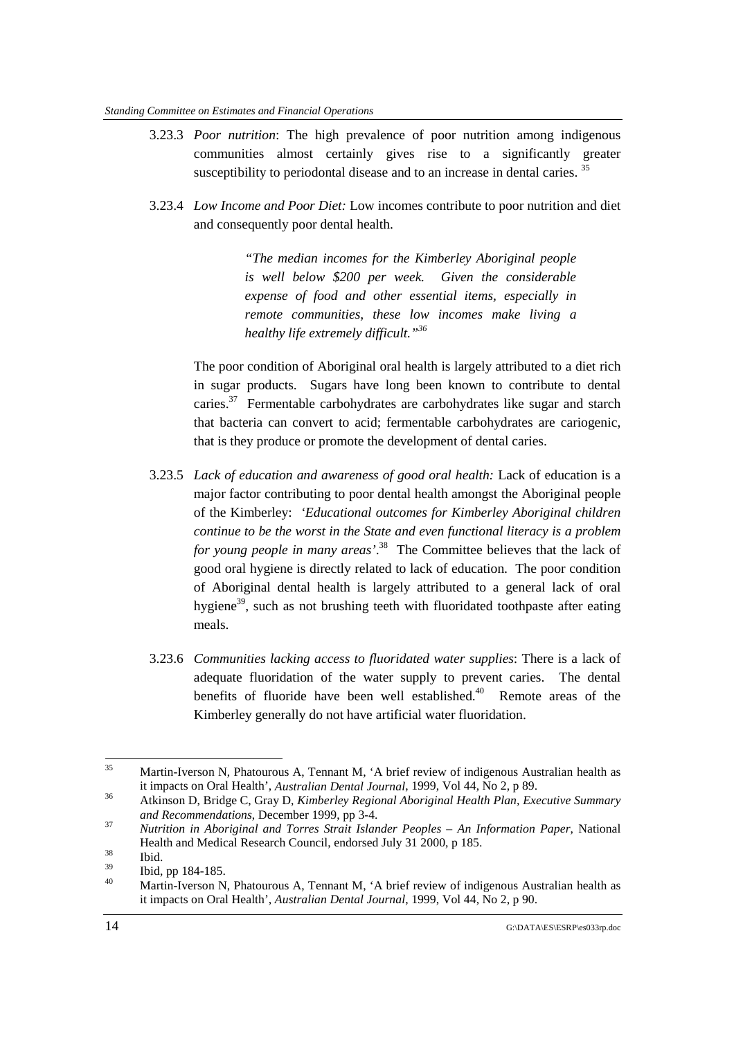3.23.3 *Poor nutrition*: The high prevalence of poor nutrition among indigenous communities almost certainly gives rise to a significantly greater susceptibility to periodontal disease and to an increase in dental caries. [35]

3.23.4 *Low Income and Poor Diet:* Low incomes contribute to poor nutrition and diet and consequently poor dental health.

> *"The median incomes for the Kimberley Aboriginal people is well below $200 per week. Given the considerable expense of food and other essential items, especially in remote communities, these low incomes make living a healthy life extremely difficult."*[36]

The poor condition of Aboriginal oral health is largely attributed to a diet rich in sugar products. Sugars have long been known to contribute to dental caries.[37] Fermentable carbohydrates are carbohydrates like sugar and starch that bacteria can convert to acid; fermentable carbohydrates are cariogenic, that is they produce or promote the development of dental caries.

3.23.5 *Lack of education and awareness of good oral health:* Lack of education is a major factor contributing to poor dental health amongst the Aboriginal people of the Kimberley: *'Educational outcomes for Kimberley Aboriginal children continue to be the worst in the State and even functional literacy is a problem for young people in many areas'*.[38] The Committee believes that the lack of good oral hygiene is directly related to lack of education. The poor condition of Aboriginal dental health is largely attributed to a general lack of oral hygiene[39], such as not brushing teeth with fluoridated toothpaste after eating meals.

3.23.6 *Communities lacking access to fluoridated water supplies*: There is a lack of adequate fluoridation of the water supply to prevent caries. The dental benefits of fluoride have been well established.[40] Remote areas of the Kimberley generally do not have artificial water fluoridation.

---

[35] Martin-Iverson N, Phatourous A, Tennant M, 'A brief review of indigenous Australian health as it impacts on Oral Health', *Australian Dental Journal*, 1999, Vol 44, No 2, p 89.

[36] Atkinson D, Bridge C, Gray D, *Kimberley Regional Aboriginal Health Plan, Executive Summary and Recommendations*, December 1999, pp 3-4.

[37] *Nutrition in Aboriginal and Torres Strait Islander Peoples – An Information Paper*, National Health and Medical Research Council, endorsed July 31 2000, p 185.

[38] Ibid.

[39] Ibid, pp 184-185.

[40] Martin-Iverson N, Phatourous A, Tennant M, 'A brief review of indigenous Australian health as it impacts on Oral Health', *Australian Dental Journal*, 1999, Vol 44, No 2, p 90.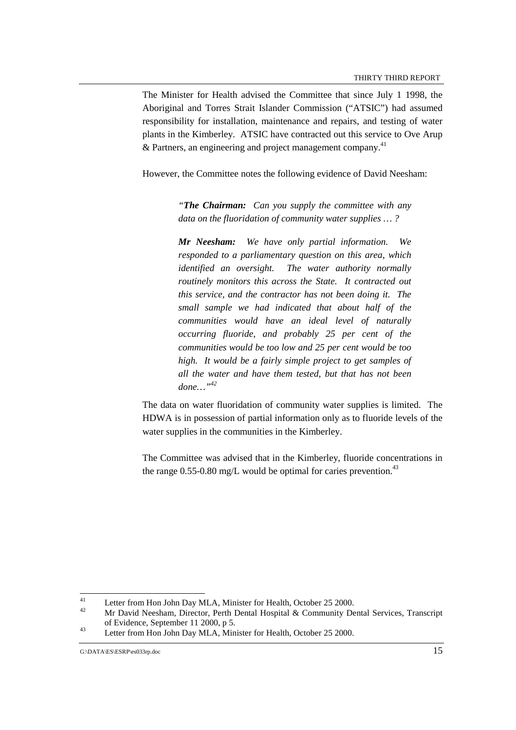The Minister for Health advised the Committee that since July 1 1998, the Aboriginal and Torres Strait Islander Commission ("ATSIC") had assumed responsibility for installation, maintenance and repairs, and testing of water plants in the Kimberley. ATSIC have contracted out this service to Ove Arup & Partners, an engineering and project management company.[41]

However, the Committee notes the following evidence of David Neesham:

> *"**The Chairman:** Can you supply the committee with any data on the fluoridation of community water supplies … ?*
>
> ***Mr Neesham:** We have only partial information. We responded to a parliamentary question on this area, which identified an oversight. The water authority normally routinely monitors this across the State. It contracted out this service, and the contractor has not been doing it. The small sample we had indicated that about half of the communities would have an ideal level of naturally occurring fluoride, and probably 25 per cent of the communities would be too low and 25 per cent would be too high. It would be a fairly simple project to get samples of all the water and have them tested, but that has not been done…"*[42]

The data on water fluoridation of community water supplies is limited. The HDWA is in possession of partial information only as to fluoride levels of the water supplies in the communities in the Kimberley.

The Committee was advised that in the Kimberley, fluoride concentrations in the range 0.55-0.80 mg/L would be optimal for caries prevention.[43]

---

[41] Letter from Hon John Day MLA, Minister for Health, October 25 2000.

[42] Mr David Neesham, Director, Perth Dental Hospital & Community Dental Services, Transcript of Evidence, September 11 2000, p 5.

[43] Letter from Hon John Day MLA, Minister for Health, October 25 2000.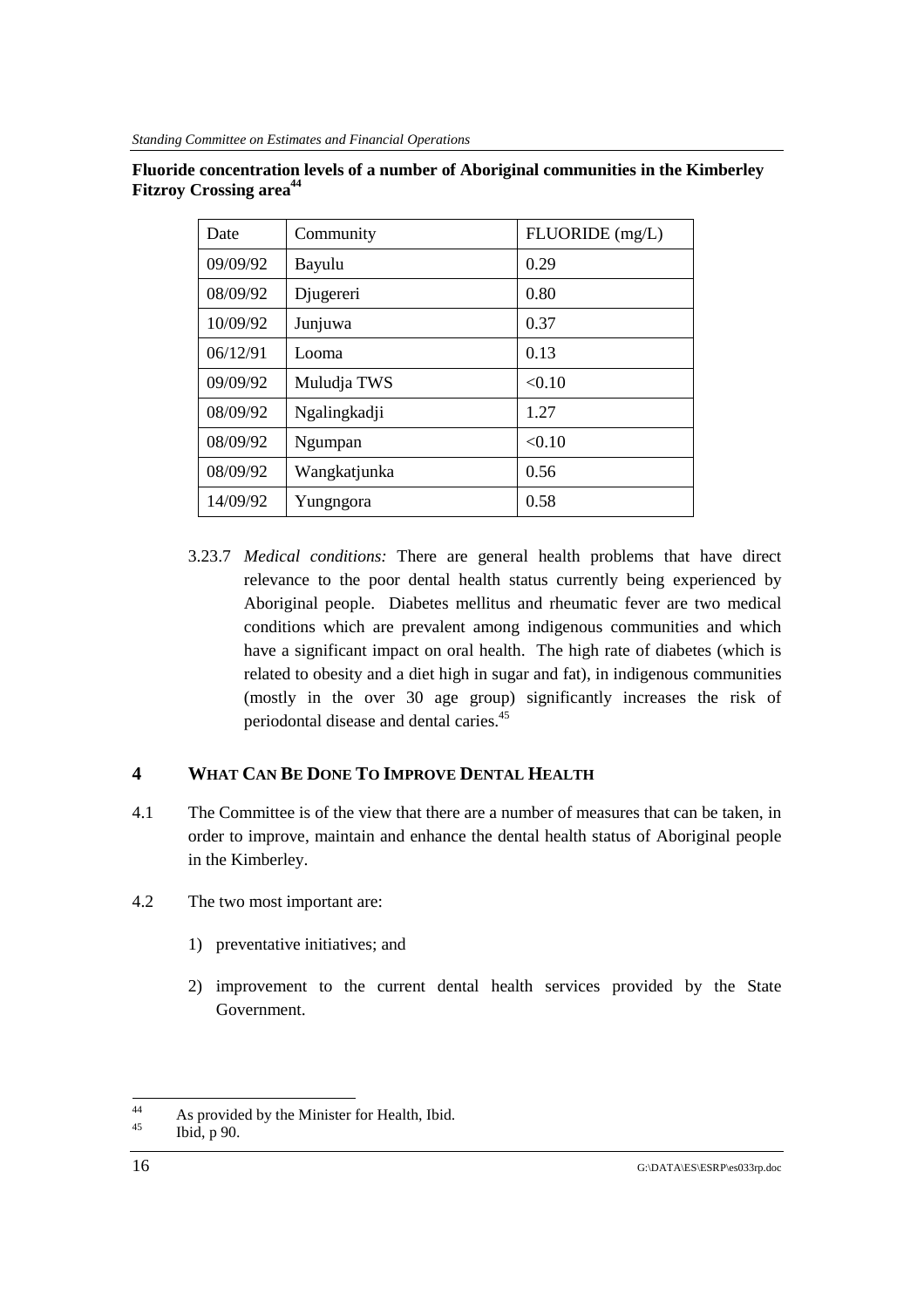**Fluoride concentration levels of a number of Aboriginal communities in the Kimberley Fitzroy Crossing area**[44]

| Date | Community | FLUORIDE (mg/L) |
|---|---|---|
| 09/09/92 | Bayulu | 0.29 |
| 08/09/92 | Djugereri | 0.80 |
| 10/09/92 | Junjuwa | 0.37 |
| 06/12/91 | Looma | 0.13 |
| 09/09/92 | Muludja TWS | <0.10 |
| 08/09/92 | Ngalingkadji | 1.27 |
| 08/09/92 | Ngumpan | <0.10 |
| 08/09/92 | Wangkatjunka | 0.56 |
| 14/09/92 | Yungngora | 0.58 |

3.23.7 *Medical conditions:* There are general health problems that have direct relevance to the poor dental health status currently being experienced by Aboriginal people. Diabetes mellitus and rheumatic fever are two medical conditions which are prevalent among indigenous communities and which have a significant impact on oral health. The high rate of diabetes (which is related to obesity and a diet high in sugar and fat), in indigenous communities (mostly in the over 30 age group) significantly increases the risk of periodontal disease and dental caries.[45]

## 4 WHAT CAN BE DONE TO IMPROVE DENTAL HEALTH

4.1 The Committee is of the view that there are a number of measures that can be taken, in order to improve, maintain and enhance the dental health status of Aboriginal people in the Kimberley.

4.2 The two most important are:

1) preventative initiatives; and

2) improvement to the current dental health services provided by the State Government.

---

[44] As provided by the Minister for Health, Ibid.

[45] Ibid, p 90.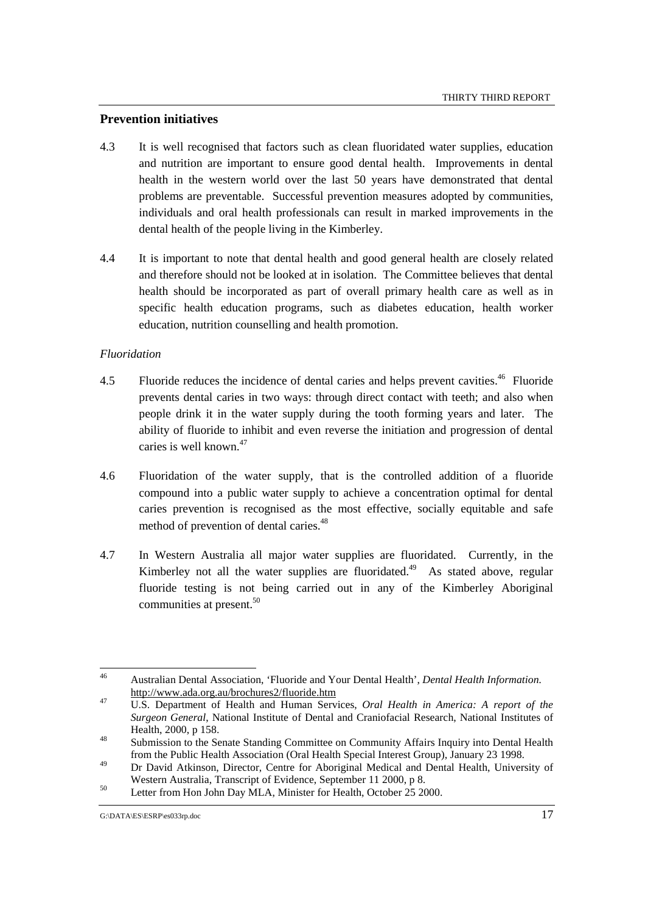## Prevention initiatives

4.3 It is well recognised that factors such as clean fluoridated water supplies, education and nutrition are important to ensure good dental health. Improvements in dental health in the western world over the last 50 years have demonstrated that dental problems are preventable. Successful prevention measures adopted by communities, individuals and oral health professionals can result in marked improvements in the dental health of the people living in the Kimberley.

4.4 It is important to note that dental health and good general health are closely related and therefore should not be looked at in isolation. The Committee believes that dental health should be incorporated as part of overall primary health care as well as in specific health education programs, such as diabetes education, health worker education, nutrition counselling and health promotion.

*Fluoridation*

4.5 Fluoride reduces the incidence of dental caries and helps prevent cavities.[46] Fluoride prevents dental caries in two ways: through direct contact with teeth; and also when people drink it in the water supply during the tooth forming years and later. The ability of fluoride to inhibit and even reverse the initiation and progression of dental caries is well known.[47]

4.6 Fluoridation of the water supply, that is the controlled addition of a fluoride compound into a public water supply to achieve a concentration optimal for dental caries prevention is recognised as the most effective, socially equitable and safe method of prevention of dental caries.[48]

4.7 In Western Australia all major water supplies are fluoridated. Currently, in the Kimberley not all the water supplies are fluoridated.[49] As stated above, regular fluoride testing is not being carried out in any of the Kimberley Aboriginal communities at present.[50]

---

[46] Australian Dental Association, 'Fluoride and Your Dental Health', *Dental Health Information.* http://www.ada.org.au/brochures2/fluoride.htm

[47] U.S. Department of Health and Human Services, *Oral Health in America: A report of the Surgeon General*, National Institute of Dental and Craniofacial Research, National Institutes of Health, 2000, p 158.

[48] Submission to the Senate Standing Committee on Community Affairs Inquiry into Dental Health from the Public Health Association (Oral Health Special Interest Group), January 23 1998.

[49] Dr David Atkinson, Director, Centre for Aboriginal Medical and Dental Health, University of Western Australia, Transcript of Evidence, September 11 2000, p 8.

[50] Letter from Hon John Day MLA, Minister for Health, October 25 2000.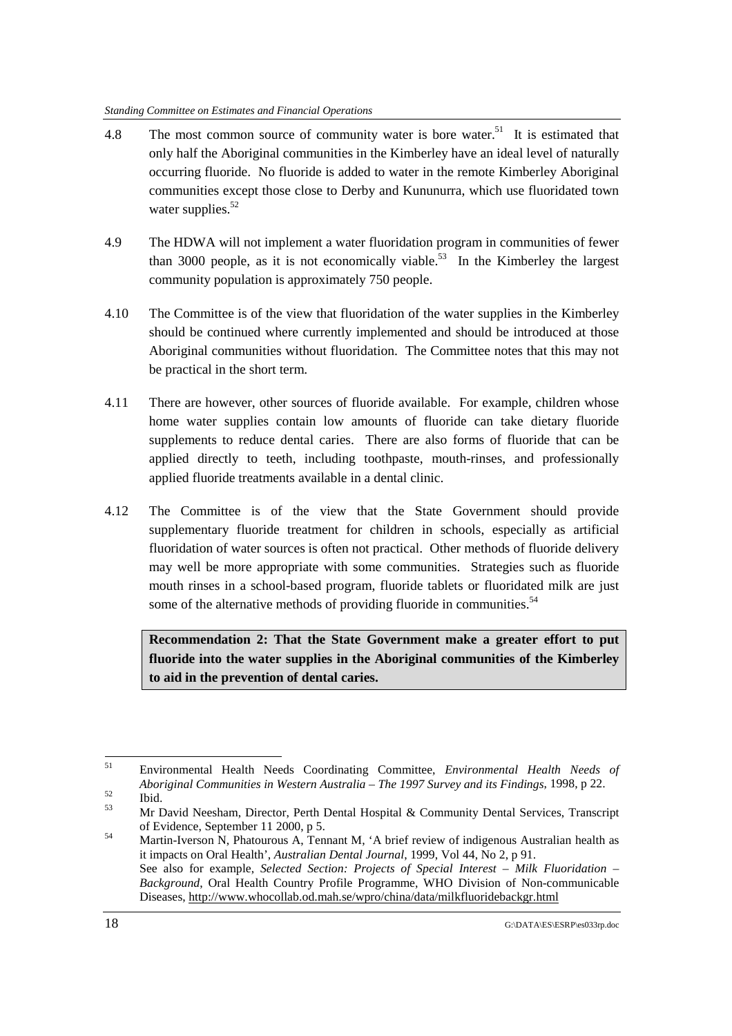4.8 The most common source of community water is bore water.[51] It is estimated that only half the Aboriginal communities in the Kimberley have an ideal level of naturally occurring fluoride. No fluoride is added to water in the remote Kimberley Aboriginal communities except those close to Derby and Kununurra, which use fluoridated town water supplies.[52]

4.9 The HDWA will not implement a water fluoridation program in communities of fewer than 3000 people, as it is not economically viable.[53] In the Kimberley the largest community population is approximately 750 people.

4.10 The Committee is of the view that fluoridation of the water supplies in the Kimberley should be continued where currently implemented and should be introduced at those Aboriginal communities without fluoridation. The Committee notes that this may not be practical in the short term.

4.11 There are however, other sources of fluoride available. For example, children whose home water supplies contain low amounts of fluoride can take dietary fluoride supplements to reduce dental caries. There are also forms of fluoride that can be applied directly to teeth, including toothpaste, mouth-rinses, and professionally applied fluoride treatments available in a dental clinic.

4.12 The Committee is of the view that the State Government should provide supplementary fluoride treatment for children in schools, especially as artificial fluoridation of water sources is often not practical. Other methods of fluoride delivery may well be more appropriate with some communities. Strategies such as fluoride mouth rinses in a school-based program, fluoride tablets or fluoridated milk are just some of the alternative methods of providing fluoride in communities.[54]

**Recommendation 2: That the State Government make a greater effort to put fluoride into the water supplies in the Aboriginal communities of the Kimberley to aid in the prevention of dental caries.**

---

[51] Environmental Health Needs Coordinating Committee, *Environmental Health Needs of Aboriginal Communities in Western Australia – The 1997 Survey and its Findings*, 1998, p 22.

[52] Ibid.

[53] Mr David Neesham, Director, Perth Dental Hospital & Community Dental Services, Transcript of Evidence, September 11 2000, p 5.

[54] Martin-Iverson N, Phatourous A, Tennant M, 'A brief review of indigenous Australian health as it impacts on Oral Health', *Australian Dental Journal*, 1999, Vol 44, No 2, p 91.
See also for example, *Selected Section: Projects of Special Interest – Milk Fluoridation – Background*, Oral Health Country Profile Programme, WHO Division of Non-communicable Diseases, http://www.whocollab.od.mah.se/wpro/china/data/milkfluoridebackgr.html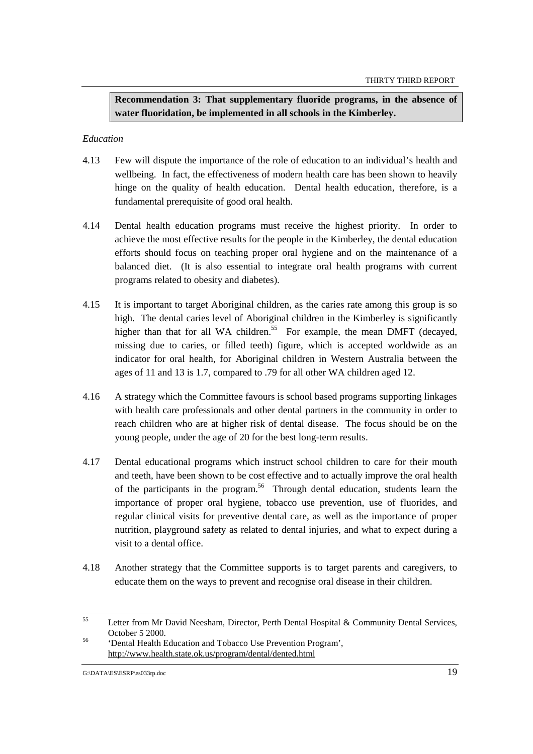**Recommendation 3: That supplementary fluoride programs, in the absence of water fluoridation, be implemented in all schools in the Kimberley.**

*Education*

4.13 Few will dispute the importance of the role of education to an individual's health and wellbeing. In fact, the effectiveness of modern health care has been shown to heavily hinge on the quality of health education. Dental health education, therefore, is a fundamental prerequisite of good oral health.

4.14 Dental health education programs must receive the highest priority. In order to achieve the most effective results for the people in the Kimberley, the dental education efforts should focus on teaching proper oral hygiene and on the maintenance of a balanced diet. (It is also essential to integrate oral health programs with current programs related to obesity and diabetes).

4.15 It is important to target Aboriginal children, as the caries rate among this group is so high. The dental caries level of Aboriginal children in the Kimberley is significantly higher than that for all WA children.[55] For example, the mean DMFT (decayed, missing due to caries, or filled teeth) figure, which is accepted worldwide as an indicator for oral health, for Aboriginal children in Western Australia between the ages of 11 and 13 is 1.7, compared to .79 for all other WA children aged 12.

4.16 A strategy which the Committee favours is school based programs supporting linkages with health care professionals and other dental partners in the community in order to reach children who are at higher risk of dental disease. The focus should be on the young people, under the age of 20 for the best long-term results.

4.17 Dental educational programs which instruct school children to care for their mouth and teeth, have been shown to be cost effective and to actually improve the oral health of the participants in the program.[56] Through dental education, students learn the importance of proper oral hygiene, tobacco use prevention, use of fluorides, and regular clinical visits for preventive dental care, as well as the importance of proper nutrition, playground safety as related to dental injuries, and what to expect during a visit to a dental office.

4.18 Another strategy that the Committee supports is to target parents and caregivers, to educate them on the ways to prevent and recognise oral disease in their children.

---

[55] Letter from Mr David Neesham, Director, Perth Dental Hospital & Community Dental Services, October 5 2000.

[56] 'Dental Health Education and Tobacco Use Prevention Program', http://www.health.state.ok.us/program/dental/dented.html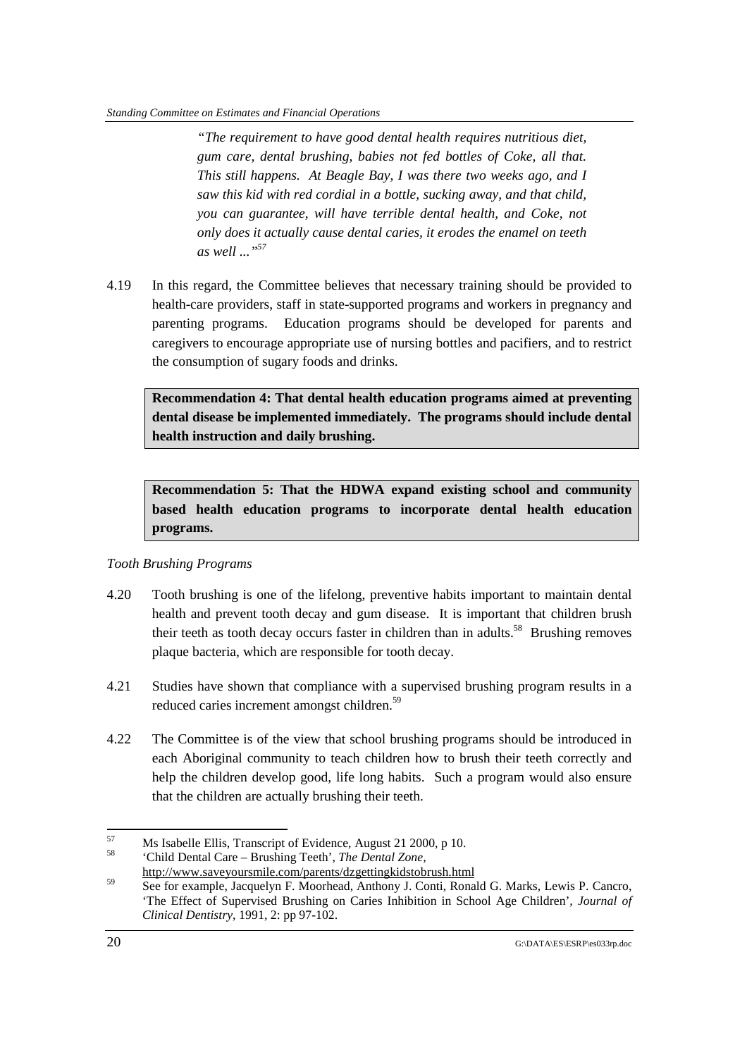*"The requirement to have good dental health requires nutritious diet, gum care, dental brushing, babies not fed bottles of Coke, all that. This still happens. At Beagle Bay, I was there two weeks ago, and I saw this kid with red cordial in a bottle, sucking away, and that child, you can guarantee, will have terrible dental health, and Coke, not only does it actually cause dental caries, it erodes the enamel on teeth as well ..."*[57]

4.19 In this regard, the Committee believes that necessary training should be provided to health-care providers, staff in state-supported programs and workers in pregnancy and parenting programs. Education programs should be developed for parents and caregivers to encourage appropriate use of nursing bottles and pacifiers, and to restrict the consumption of sugary foods and drinks.

**Recommendation 4: That dental health education programs aimed at preventing dental disease be implemented immediately. The programs should include dental health instruction and daily brushing.**

**Recommendation 5: That the HDWA expand existing school and community based health education programs to incorporate dental health education programs.**

*Tooth Brushing Programs*

4.20 Tooth brushing is one of the lifelong, preventive habits important to maintain dental health and prevent tooth decay and gum disease. It is important that children brush their teeth as tooth decay occurs faster in children than in adults.[58] Brushing removes plaque bacteria, which are responsible for tooth decay.

4.21 Studies have shown that compliance with a supervised brushing program results in a reduced caries increment amongst children.[59]

4.22 The Committee is of the view that school brushing programs should be introduced in each Aboriginal community to teach children how to brush their teeth correctly and help the children develop good, life long habits. Such a program would also ensure that the children are actually brushing their teeth.

---

57 Ms Isabelle Ellis, Transcript of Evidence, August 21 2000, p 10.

58 'Child Dental Care – Brushing Teeth', *The Dental Zone*, http://www.saveyoursmile.com/parents/dzgettingkidstobrush.html

59 See for example, Jacquelyn F. Moorhead, Anthony J. Conti, Ronald G. Marks, Lewis P. Cancro, 'The Effect of Supervised Brushing on Caries Inhibition in School Age Children', *Journal of Clinical Dentistry*, 1991, 2: pp 97-102.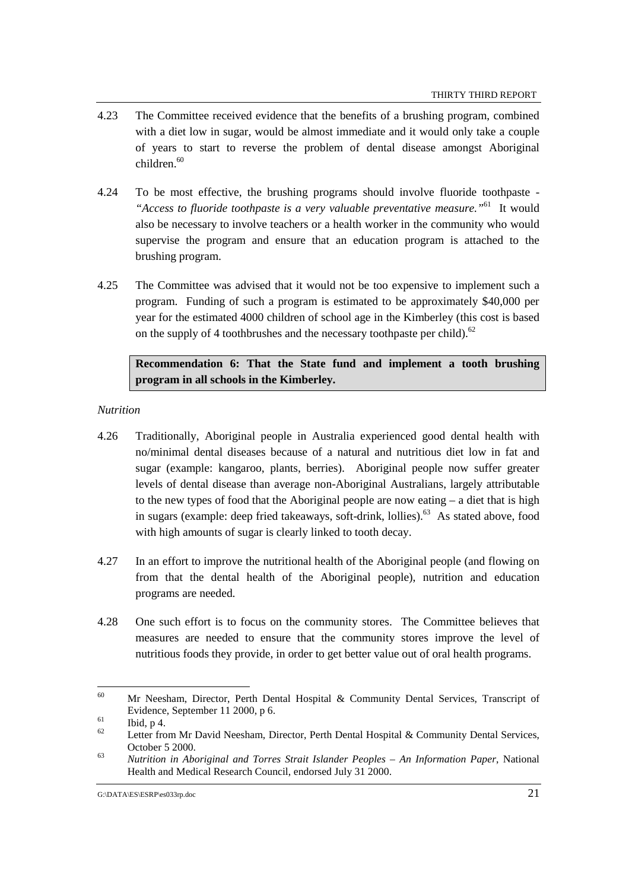4.23 The Committee received evidence that the benefits of a brushing program, combined with a diet low in sugar, would be almost immediate and it would only take a couple of years to start to reverse the problem of dental disease amongst Aboriginal children.[60]

4.24 To be most effective, the brushing programs should involve fluoride toothpaste - *"Access to fluoride toothpaste is a very valuable preventative measure."*[61] It would also be necessary to involve teachers or a health worker in the community who would supervise the program and ensure that an education program is attached to the brushing program.

4.25 The Committee was advised that it would not be too expensive to implement such a program. Funding of such a program is estimated to be approximately $40,000 per year for the estimated 4000 children of school age in the Kimberley (this cost is based on the supply of 4 toothbrushes and the necessary toothpaste per child).[62]

**Recommendation 6: That the State fund and implement a tooth brushing program in all schools in the Kimberley.**

*Nutrition*

4.26 Traditionally, Aboriginal people in Australia experienced good dental health with no/minimal dental diseases because of a natural and nutritious diet low in fat and sugar (example: kangaroo, plants, berries). Aboriginal people now suffer greater levels of dental disease than average non-Aboriginal Australians, largely attributable to the new types of food that the Aboriginal people are now eating – a diet that is high in sugars (example: deep fried takeaways, soft-drink, lollies).[63] As stated above, food with high amounts of sugar is clearly linked to tooth decay.

4.27 In an effort to improve the nutritional health of the Aboriginal people (and flowing on from that the dental health of the Aboriginal people), nutrition and education programs are needed.

4.28 One such effort is to focus on the community stores. The Committee believes that measures are needed to ensure that the community stores improve the level of nutritious foods they provide, in order to get better value out of oral health programs.

---

[60] Mr Neesham, Director, Perth Dental Hospital & Community Dental Services, Transcript of Evidence, September 11 2000, p 6.

[61] Ibid, p 4.

[62] Letter from Mr David Neesham, Director, Perth Dental Hospital & Community Dental Services, October 5 2000.

[63] *Nutrition in Aboriginal and Torres Strait Islander Peoples – An Information Paper*, National Health and Medical Research Council, endorsed July 31 2000.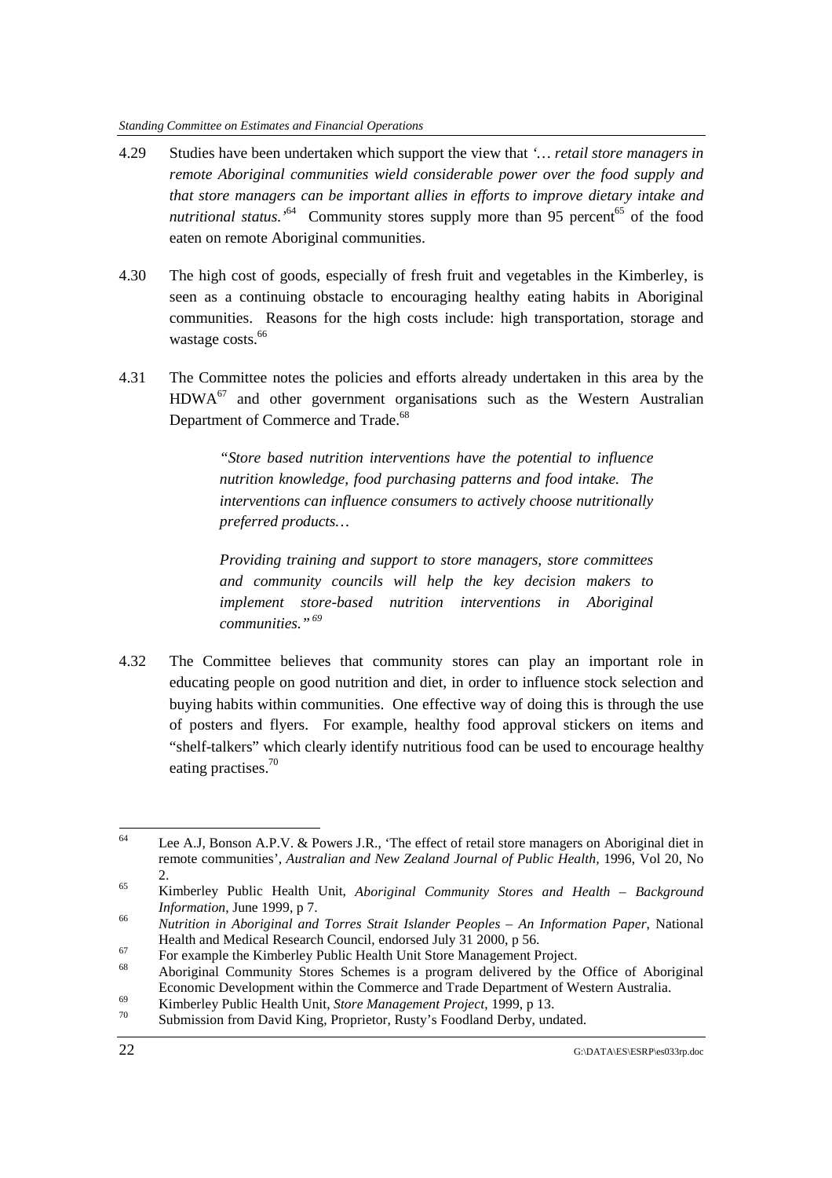4.29 Studies have been undertaken which support the view that *'… retail store managers in remote Aboriginal communities wield considerable power over the food supply and that store managers can be important allies in efforts to improve dietary intake and nutritional status.'*[64] Community stores supply more than 95 percent[65] of the food eaten on remote Aboriginal communities.

4.30 The high cost of goods, especially of fresh fruit and vegetables in the Kimberley, is seen as a continuing obstacle to encouraging healthy eating habits in Aboriginal communities. Reasons for the high costs include: high transportation, storage and wastage costs.[66]

4.31 The Committee notes the policies and efforts already undertaken in this area by the HDWA[67] and other government organisations such as the Western Australian Department of Commerce and Trade.[68]

> *"Store based nutrition interventions have the potential to influence nutrition knowledge, food purchasing patterns and food intake. The interventions can influence consumers to actively choose nutritionally preferred products…*
>
> *Providing training and support to store managers, store committees and community councils will help the key decision makers to implement store-based nutrition interventions in Aboriginal communities."*[69]

4.32 The Committee believes that community stores can play an important role in educating people on good nutrition and diet, in order to influence stock selection and buying habits within communities. One effective way of doing this is through the use of posters and flyers. For example, healthy food approval stickers on items and "shelf-talkers" which clearly identify nutritious food can be used to encourage healthy eating practises.[70]

---

[64] Lee A.J, Bonson A.P.V. & Powers J.R., 'The effect of retail store managers on Aboriginal diet in remote communities', *Australian and New Zealand Journal of Public Health*, 1996, Vol 20, No 2.

[65] Kimberley Public Health Unit, *Aboriginal Community Stores and Health – Background Information*, June 1999, p 7.

[66] *Nutrition in Aboriginal and Torres Strait Islander Peoples – An Information Paper*, National Health and Medical Research Council, endorsed July 31 2000, p 56.

[67] For example the Kimberley Public Health Unit Store Management Project.

[68] Aboriginal Community Stores Schemes is a program delivered by the Office of Aboriginal Economic Development within the Commerce and Trade Department of Western Australia.

[69] Kimberley Public Health Unit, *Store Management Project*, 1999, p 13.

[70] Submission from David King, Proprietor, Rusty's Foodland Derby, undated.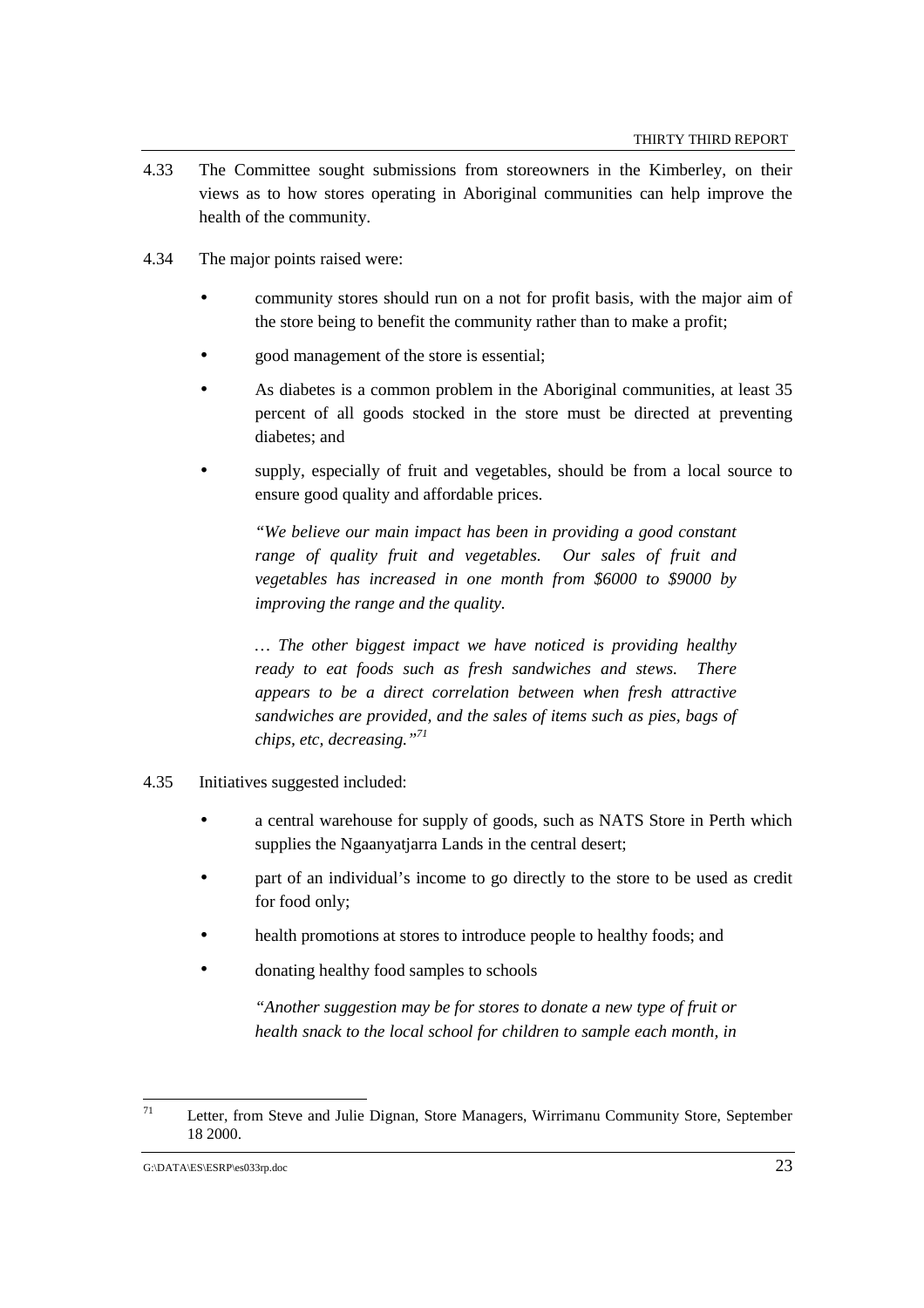4.33 The Committee sought submissions from storeowners in the Kimberley, on their views as to how stores operating in Aboriginal communities can help improve the health of the community.

4.34 The major points raised were:

- community stores should run on a not for profit basis, with the major aim of the store being to benefit the community rather than to make a profit;
- good management of the store is essential;
- As diabetes is a common problem in the Aboriginal communities, at least 35 percent of all goods stocked in the store must be directed at preventing diabetes; and
- supply, especially of fruit and vegetables, should be from a local source to ensure good quality and affordable prices.

> *"We believe our main impact has been in providing a good constant range of quality fruit and vegetables. Our sales of fruit and vegetables has increased in one month from $6000 to $9000 by improving the range and the quality.*
>
> *… The other biggest impact we have noticed is providing healthy ready to eat foods such as fresh sandwiches and stews. There appears to be a direct correlation between when fresh attractive sandwiches are provided, and the sales of items such as pies, bags of chips, etc, decreasing."*[71]

4.35 Initiatives suggested included:

- a central warehouse for supply of goods, such as NATS Store in Perth which supplies the Ngaanyatjarra Lands in the central desert;
- part of an individual's income to go directly to the store to be used as credit for food only;
- health promotions at stores to introduce people to healthy foods; and
- donating healthy food samples to schools

> *"Another suggestion may be for stores to donate a new type of fruit or health snack to the local school for children to sample each month, in*

---

[71] Letter, from Steve and Julie Dignan, Store Managers, Wirrimanu Community Store, September 18 2000.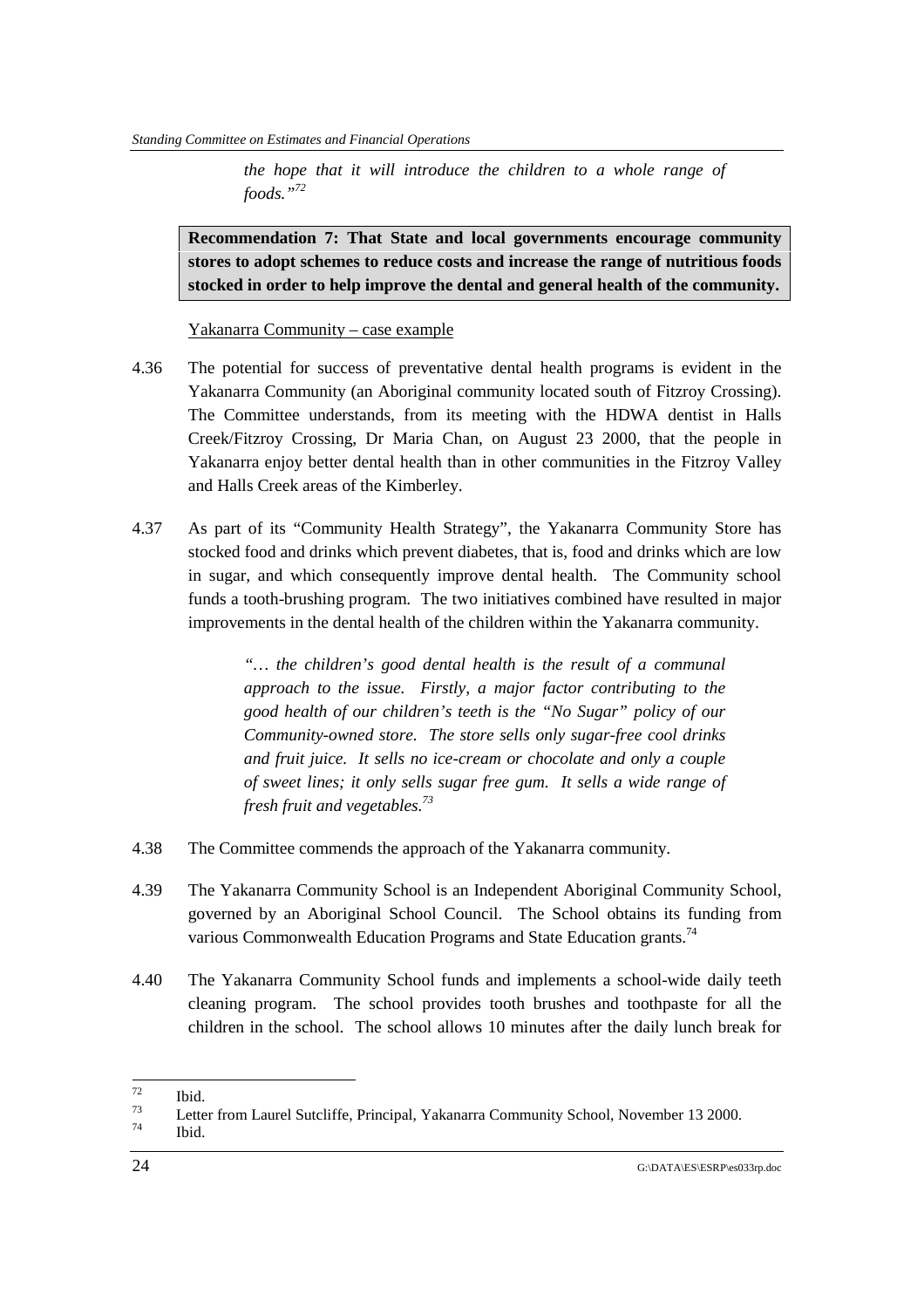> *the hope that it will introduce the children to a whole range of foods."*[72]

**Recommendation 7: That State and local governments encourage community stores to adopt schemes to reduce costs and increase the range of nutritious foods stocked in order to help improve the dental and general health of the community.**

Yakanarra Community – case example

4.36 The potential for success of preventative dental health programs is evident in the Yakanarra Community (an Aboriginal community located south of Fitzroy Crossing). The Committee understands, from its meeting with the HDWA dentist in Halls Creek/Fitzroy Crossing, Dr Maria Chan, on August 23 2000, that the people in Yakanarra enjoy better dental health than in other communities in the Fitzroy Valley and Halls Creek areas of the Kimberley.

4.37 As part of its "Community Health Strategy", the Yakanarra Community Store has stocked food and drinks which prevent diabetes, that is, food and drinks which are low in sugar, and which consequently improve dental health. The Community school funds a tooth-brushing program. The two initiatives combined have resulted in major improvements in the dental health of the children within the Yakanarra community.

> *"… the children's good dental health is the result of a communal approach to the issue. Firstly, a major factor contributing to the good health of our children's teeth is the "No Sugar" policy of our Community-owned store. The store sells only sugar-free cool drinks and fruit juice. It sells no ice-cream or chocolate and only a couple of sweet lines; it only sells sugar free gum. It sells a wide range of fresh fruit and vegetables.*[73]

4.38 The Committee commends the approach of the Yakanarra community.

4.39 The Yakanarra Community School is an Independent Aboriginal Community School, governed by an Aboriginal School Council. The School obtains its funding from various Commonwealth Education Programs and State Education grants.[74]

4.40 The Yakanarra Community School funds and implements a school-wide daily teeth cleaning program. The school provides tooth brushes and toothpaste for all the children in the school. The school allows 10 minutes after the daily lunch break for

---

[72] Ibid.

[73] Letter from Laurel Sutcliffe, Principal, Yakanarra Community School, November 13 2000.

[74] Ibid.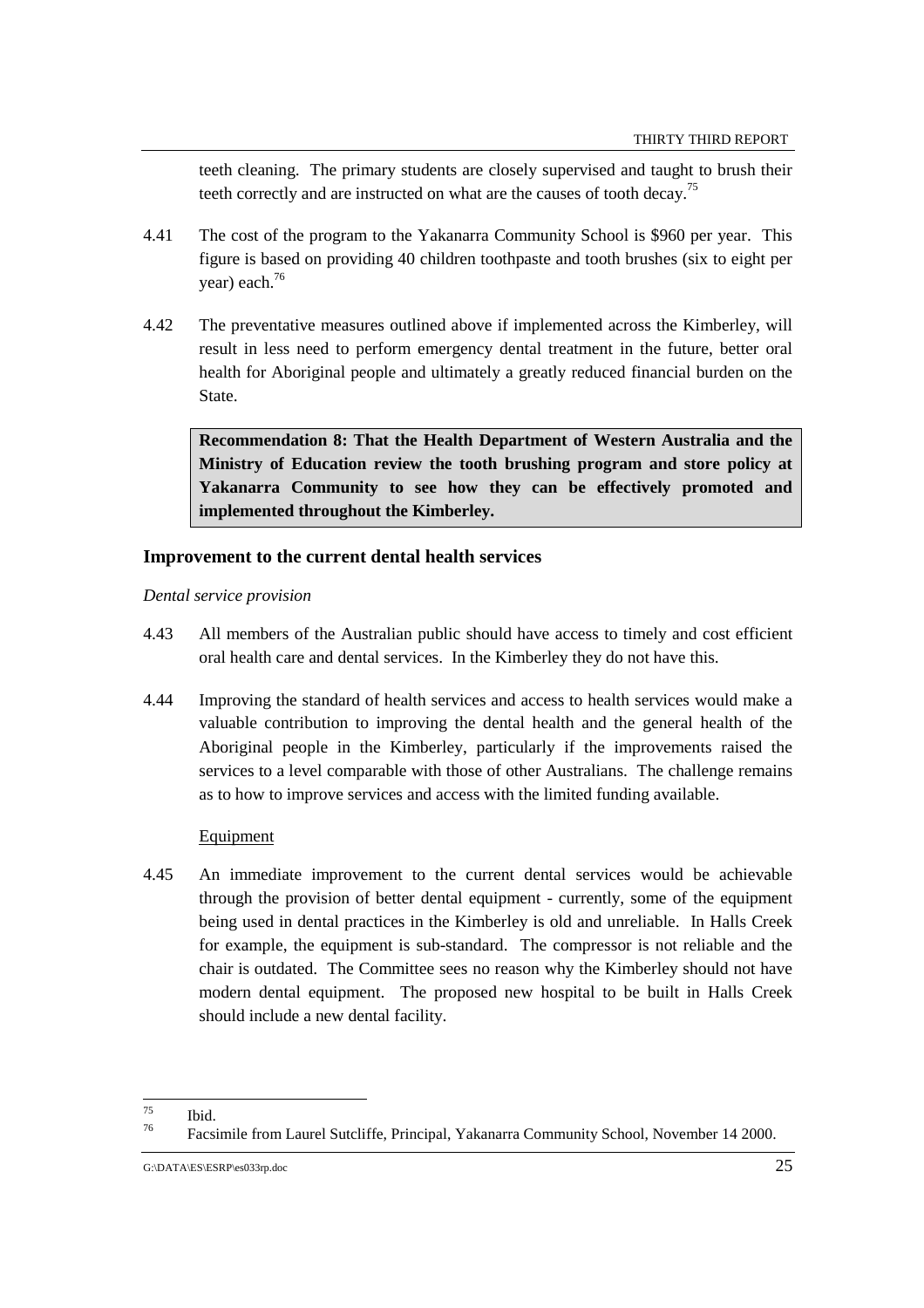teeth cleaning. The primary students are closely supervised and taught to brush their teeth correctly and are instructed on what are the causes of tooth decay.[75]

4.41 The cost of the program to the Yakanarra Community School is $960 per year. This figure is based on providing 40 children toothpaste and tooth brushes (six to eight per year) each.[76]

4.42 The preventative measures outlined above if implemented across the Kimberley, will result in less need to perform emergency dental treatment in the future, better oral health for Aboriginal people and ultimately a greatly reduced financial burden on the State.

**Recommendation 8: That the Health Department of Western Australia and the Ministry of Education review the tooth brushing program and store policy at Yakanarra Community to see how they can be effectively promoted and implemented throughout the Kimberley.**

### Improvement to the current dental health services

*Dental service provision*

4.43 All members of the Australian public should have access to timely and cost efficient oral health care and dental services. In the Kimberley they do not have this.

4.44 Improving the standard of health services and access to health services would make a valuable contribution to improving the dental health and the general health of the Aboriginal people in the Kimberley, particularly if the improvements raised the services to a level comparable with those of other Australians. The challenge remains as to how to improve services and access with the limited funding available.

Equipment

4.45 An immediate improvement to the current dental services would be achievable through the provision of better dental equipment - currently, some of the equipment being used in dental practices in the Kimberley is old and unreliable. In Halls Creek for example, the equipment is sub-standard. The compressor is not reliable and the chair is outdated. The Committee sees no reason why the Kimberley should not have modern dental equipment. The proposed new hospital to be built in Halls Creek should include a new dental facility.

---

[75] Ibid.

[76] Facsimile from Laurel Sutcliffe, Principal, Yakanarra Community School, November 14 2000.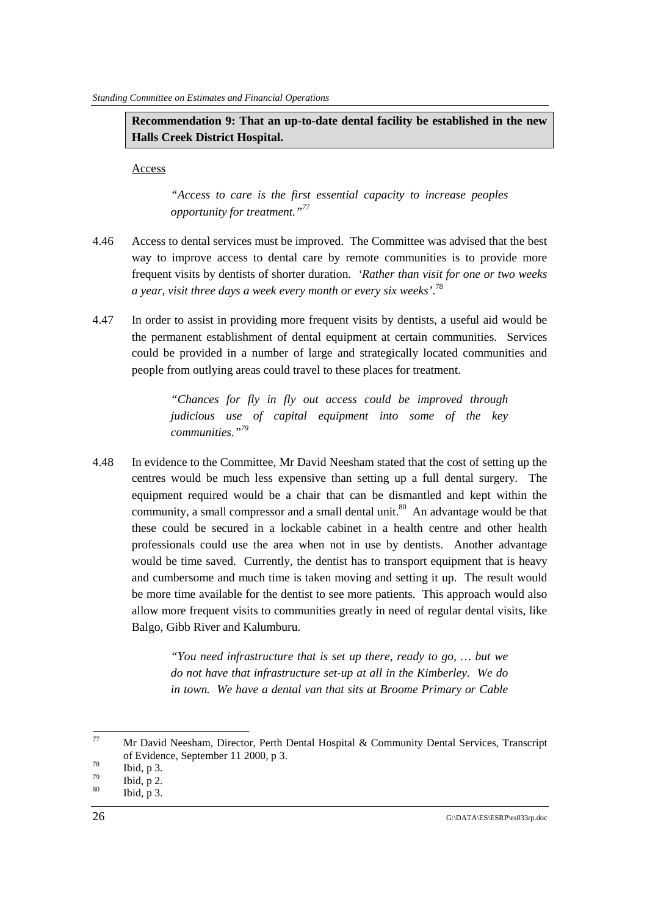**Recommendation 9: That an up-to-date dental facility be established in the new Halls Creek District Hospital.**

Access

> *"Access to care is the first essential capacity to increase peoples opportunity for treatment."*[77]

4.46 Access to dental services must be improved. The Committee was advised that the best way to improve access to dental care by remote communities is to provide more frequent visits by dentists of shorter duration. *'Rather than visit for one or two weeks a year, visit three days a week every month or every six weeks'*.[78]

4.47 In order to assist in providing more frequent visits by dentists, a useful aid would be the permanent establishment of dental equipment at certain communities. Services could be provided in a number of large and strategically located communities and people from outlying areas could travel to these places for treatment.

> *"Chances for fly in fly out access could be improved through judicious use of capital equipment into some of the key communities."*[79]

4.48 In evidence to the Committee, Mr David Neesham stated that the cost of setting up the centres would be much less expensive than setting up a full dental surgery. The equipment required would be a chair that can be dismantled and kept within the community, a small compressor and a small dental unit.[80] An advantage would be that these could be secured in a lockable cabinet in a health centre and other health professionals could use the area when not in use by dentists. Another advantage would be time saved. Currently, the dentist has to transport equipment that is heavy and cumbersome and much time is taken moving and setting it up. The result would be more time available for the dentist to see more patients. This approach would also allow more frequent visits to communities greatly in need of regular dental visits, like Balgo, Gibb River and Kalumburu.

> *"You need infrastructure that is set up there, ready to go, … but we do not have that infrastructure set-up at all in the Kimberley. We do in town. We have a dental van that sits at Broome Primary or Cable*

---

[77] Mr David Neesham, Director, Perth Dental Hospital & Community Dental Services, Transcript of Evidence, September 11 2000, p 3.

[78] Ibid, p 3.

[79] Ibid, p 2.

[80] Ibid, p 3.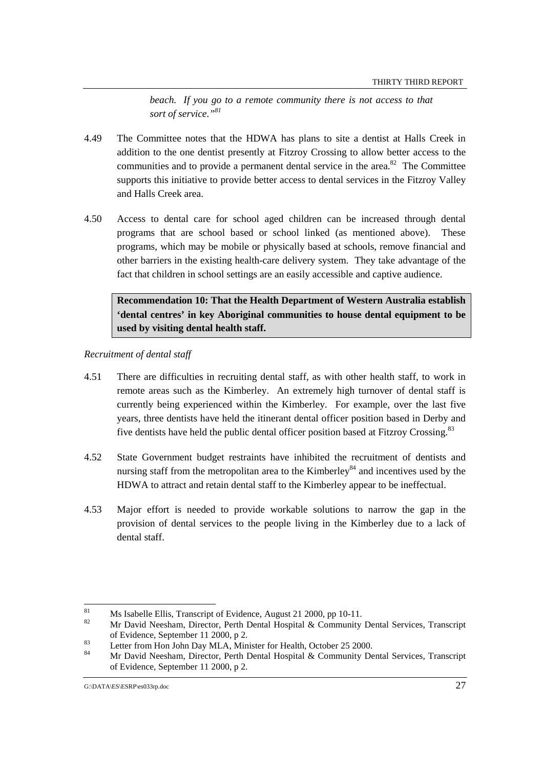*beach. If you go to a remote community there is not access to that sort of service."*[81]

4.49 The Committee notes that the HDWA has plans to site a dentist at Halls Creek in addition to the one dentist presently at Fitzroy Crossing to allow better access to the communities and to provide a permanent dental service in the area.[82] The Committee supports this initiative to provide better access to dental services in the Fitzroy Valley and Halls Creek area.

4.50 Access to dental care for school aged children can be increased through dental programs that are school based or school linked (as mentioned above). These programs, which may be mobile or physically based at schools, remove financial and other barriers in the existing health-care delivery system. They take advantage of the fact that children in school settings are an easily accessible and captive audience.

> **Recommendation 10: That the Health Department of Western Australia establish 'dental centres' in key Aboriginal communities to house dental equipment to be used by visiting dental health staff.**

*Recruitment of dental staff*

4.51 There are difficulties in recruiting dental staff, as with other health staff, to work in remote areas such as the Kimberley. An extremely high turnover of dental staff is currently being experienced within the Kimberley. For example, over the last five years, three dentists have held the itinerant dental officer position based in Derby and five dentists have held the public dental officer position based at Fitzroy Crossing.[83]

4.52 State Government budget restraints have inhibited the recruitment of dentists and nursing staff from the metropolitan area to the Kimberley[84] and incentives used by the HDWA to attract and retain dental staff to the Kimberley appear to be ineffectual.

4.53 Major effort is needed to provide workable solutions to narrow the gap in the provision of dental services to the people living in the Kimberley due to a lack of dental staff.

---

[81] Ms Isabelle Ellis, Transcript of Evidence, August 21 2000, pp 10-11.

[82] Mr David Neesham, Director, Perth Dental Hospital & Community Dental Services, Transcript of Evidence, September 11 2000, p 2.

[83] Letter from Hon John Day MLA, Minister for Health, October 25 2000.

[84] Mr David Neesham, Director, Perth Dental Hospital & Community Dental Services, Transcript of Evidence, September 11 2000, p 2.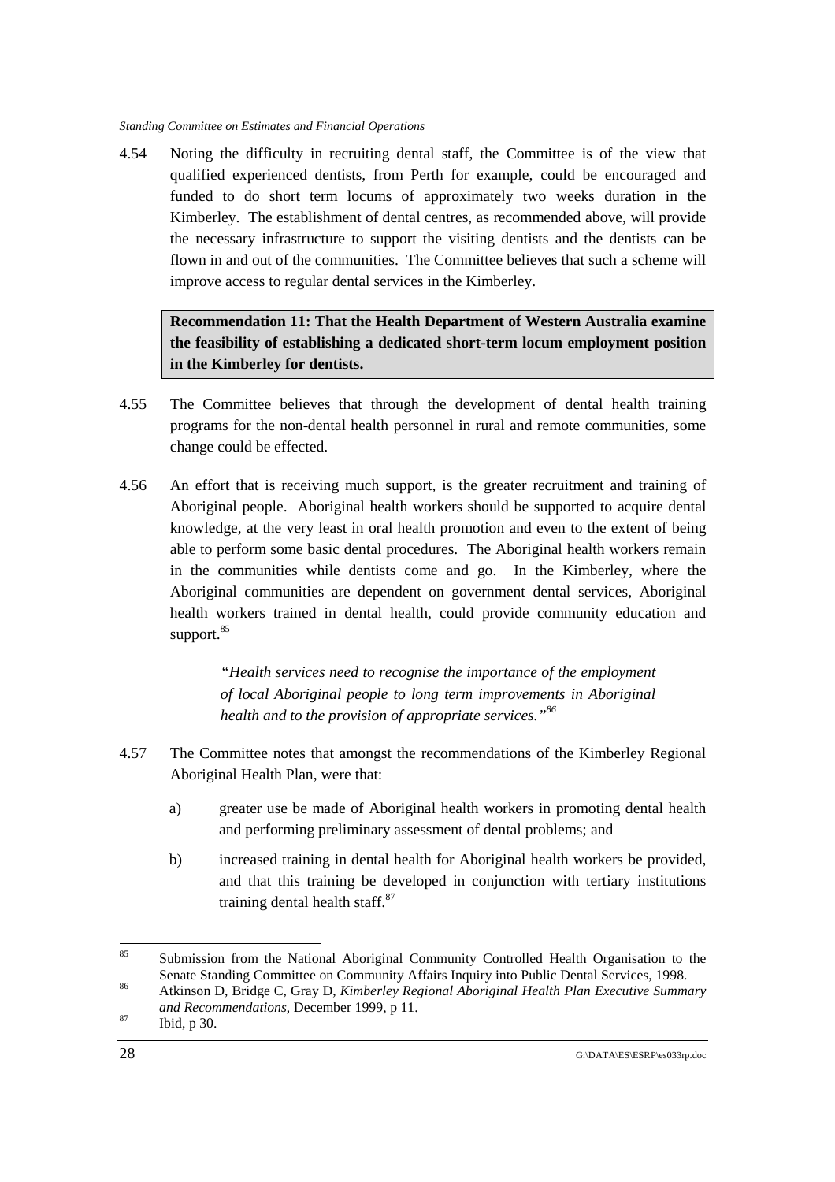4.54 Noting the difficulty in recruiting dental staff, the Committee is of the view that qualified experienced dentists, from Perth for example, could be encouraged and funded to do short term locums of approximately two weeks duration in the Kimberley. The establishment of dental centres, as recommended above, will provide the necessary infrastructure to support the visiting dentists and the dentists can be flown in and out of the communities. The Committee believes that such a scheme will improve access to regular dental services in the Kimberley.

> **Recommendation 11: That the Health Department of Western Australia examine the feasibility of establishing a dedicated short-term locum employment position in the Kimberley for dentists.**

4.55 The Committee believes that through the development of dental health training programs for the non-dental health personnel in rural and remote communities, some change could be effected.

4.56 An effort that is receiving much support, is the greater recruitment and training of Aboriginal people. Aboriginal health workers should be supported to acquire dental knowledge, at the very least in oral health promotion and even to the extent of being able to perform some basic dental procedures. The Aboriginal health workers remain in the communities while dentists come and go. In the Kimberley, where the Aboriginal communities are dependent on government dental services, Aboriginal health workers trained in dental health, could provide community education and support.[85]

> *"Health services need to recognise the importance of the employment of local Aboriginal people to long term improvements in Aboriginal health and to the provision of appropriate services."*[86]

4.57 The Committee notes that amongst the recommendations of the Kimberley Regional Aboriginal Health Plan, were that:

a) greater use be made of Aboriginal health workers in promoting dental health and performing preliminary assessment of dental problems; and

b) increased training in dental health for Aboriginal health workers be provided, and that this training be developed in conjunction with tertiary institutions training dental health staff.[87]

---

[85] Submission from the National Aboriginal Community Controlled Health Organisation to the Senate Standing Committee on Community Affairs Inquiry into Public Dental Services, 1998.

[86] Atkinson D, Bridge C, Gray D, *Kimberley Regional Aboriginal Health Plan Executive Summary and Recommendations*, December 1999, p 11.

[87] Ibid, p 30.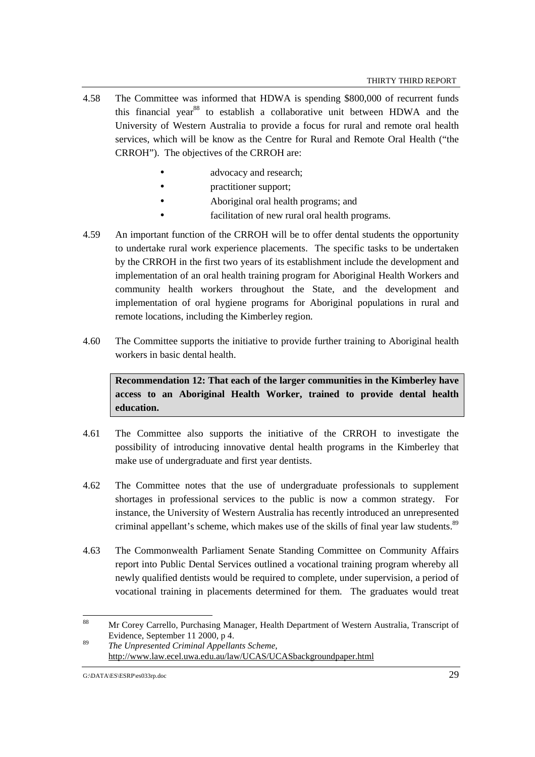4.58 The Committee was informed that HDWA is spending $800,000 of recurrent funds this financial year[88] to establish a collaborative unit between HDWA and the University of Western Australia to provide a focus for rural and remote oral health services, which will be know as the Centre for Rural and Remote Oral Health ("the CRROH"). The objectives of the CRROH are:

- advocacy and research;
- practitioner support;
- Aboriginal oral health programs; and
- facilitation of new rural oral health programs.

4.59 An important function of the CRROH will be to offer dental students the opportunity to undertake rural work experience placements. The specific tasks to be undertaken by the CRROH in the first two years of its establishment include the development and implementation of an oral health training program for Aboriginal Health Workers and community health workers throughout the State, and the development and implementation of oral hygiene programs for Aboriginal populations in rural and remote locations, including the Kimberley region.

4.60 The Committee supports the initiative to provide further training to Aboriginal health workers in basic dental health.

**Recommendation 12: That each of the larger communities in the Kimberley have access to an Aboriginal Health Worker, trained to provide dental health education.**

4.61 The Committee also supports the initiative of the CRROH to investigate the possibility of introducing innovative dental health programs in the Kimberley that make use of undergraduate and first year dentists.

4.62 The Committee notes that the use of undergraduate professionals to supplement shortages in professional services to the public is now a common strategy. For instance, the University of Western Australia has recently introduced an unrepresented criminal appellant's scheme, which makes use of the skills of final year law students.[89]

4.63 The Commonwealth Parliament Senate Standing Committee on Community Affairs report into Public Dental Services outlined a vocational training program whereby all newly qualified dentists would be required to complete, under supervision, a period of vocational training in placements determined for them. The graduates would treat

---

88 Mr Corey Carrello, Purchasing Manager, Health Department of Western Australia, Transcript of Evidence, September 11 2000, p 4.

89 *The Unpresented Criminal Appellants Scheme*, http://www.law.ecel.uwa.edu.au/law/UCAS/UCASbackgroundpaper.html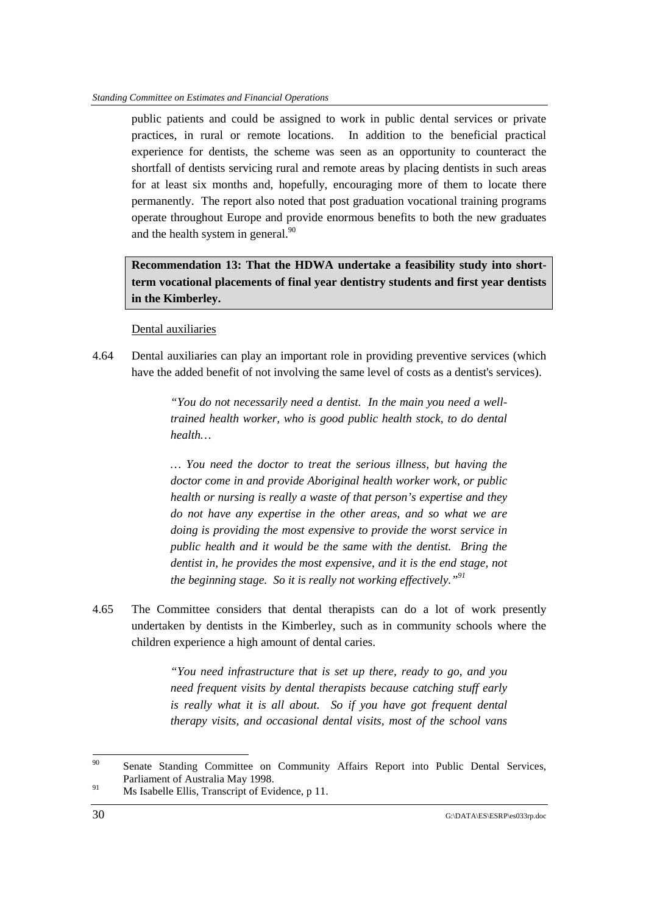public patients and could be assigned to work in public dental services or private practices, in rural or remote locations. In addition to the beneficial practical experience for dentists, the scheme was seen as an opportunity to counteract the shortfall of dentists servicing rural and remote areas by placing dentists in such areas for at least six months and, hopefully, encouraging more of them to locate there permanently. The report also noted that post graduation vocational training programs operate throughout Europe and provide enormous benefits to both the new graduates and the health system in general.[90]

**Recommendation 13: That the HDWA undertake a feasibility study into short-term vocational placements of final year dentistry students and first year dentists in the Kimberley.**

Dental auxiliaries

4.64 Dental auxiliaries can play an important role in providing preventive services (which have the added benefit of not involving the same level of costs as a dentist's services).

> *"You do not necessarily need a dentist. In the main you need a well-trained health worker, who is good public health stock, to do dental health…*
>
> *… You need the doctor to treat the serious illness, but having the doctor come in and provide Aboriginal health worker work, or public health or nursing is really a waste of that person's expertise and they do not have any expertise in the other areas, and so what we are doing is providing the most expensive to provide the worst service in public health and it would be the same with the dentist. Bring the dentist in, he provides the most expensive, and it is the end stage, not the beginning stage. So it is really not working effectively."*[91]

4.65 The Committee considers that dental therapists can do a lot of work presently undertaken by dentists in the Kimberley, such as in community schools where the children experience a high amount of dental caries.

> *"You need infrastructure that is set up there, ready to go, and you need frequent visits by dental therapists because catching stuff early is really what it is all about. So if you have got frequent dental therapy visits, and occasional dental visits, most of the school vans*

---

[90] Senate Standing Committee on Community Affairs Report into Public Dental Services, Parliament of Australia May 1998.

[91] Ms Isabelle Ellis, Transcript of Evidence, p 11.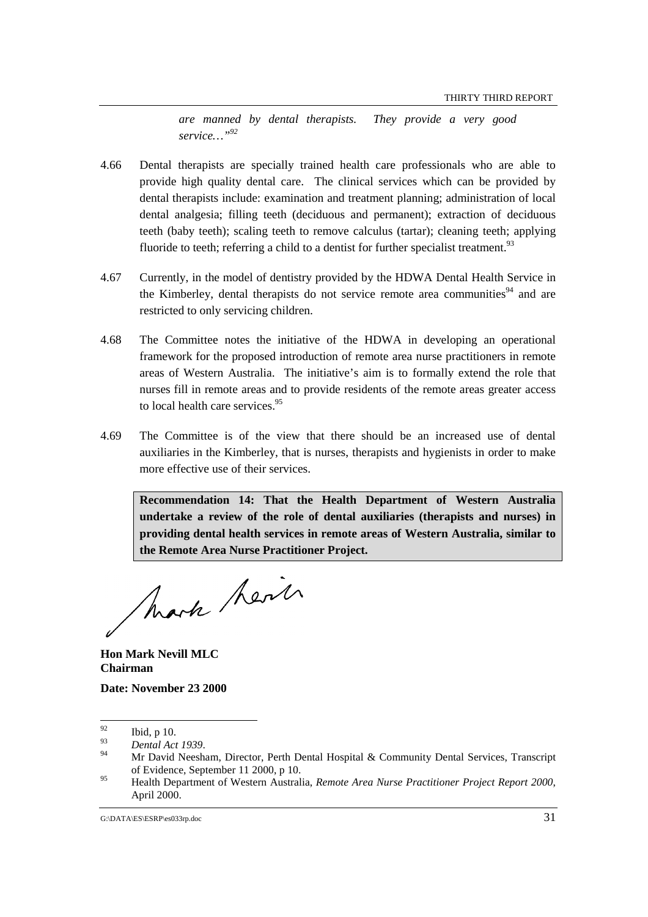*are manned by dental therapists. They provide a very good service…"*[92]

4.66 Dental therapists are specially trained health care professionals who are able to provide high quality dental care. The clinical services which can be provided by dental therapists include: examination and treatment planning; administration of local dental analgesia; filling teeth (deciduous and permanent); extraction of deciduous teeth (baby teeth); scaling teeth to remove calculus (tartar); cleaning teeth; applying fluoride to teeth; referring a child to a dentist for further specialist treatment.[93]

4.67 Currently, in the model of dentistry provided by the HDWA Dental Health Service in the Kimberley, dental therapists do not service remote area communities[94] and are restricted to only servicing children.

4.68 The Committee notes the initiative of the HDWA in developing an operational framework for the proposed introduction of remote area nurse practitioners in remote areas of Western Australia. The initiative's aim is to formally extend the role that nurses fill in remote areas and to provide residents of the remote areas greater access to local health care services.[95]

4.69 The Committee is of the view that there should be an increased use of dental auxiliaries in the Kimberley, that is nurses, therapists and hygienists in order to make more effective use of their services.

**Recommendation 14: That the Health Department of Western Australia undertake a review of the role of dental auxiliaries (therapists and nurses) in providing dental health services in remote areas of Western Australia, similar to the Remote Area Nurse Practitioner Project.**

**Hon Mark Nevill MLC**
**Chairman**

**Date: November 23 2000**

---

[92] Ibid, p 10.

[93] *Dental Act 1939*.

[94] Mr David Neesham, Director, Perth Dental Hospital & Community Dental Services, Transcript of Evidence, September 11 2000, p 10.

[95] Health Department of Western Australia, *Remote Area Nurse Practitioner Project Report 2000*, April 2000.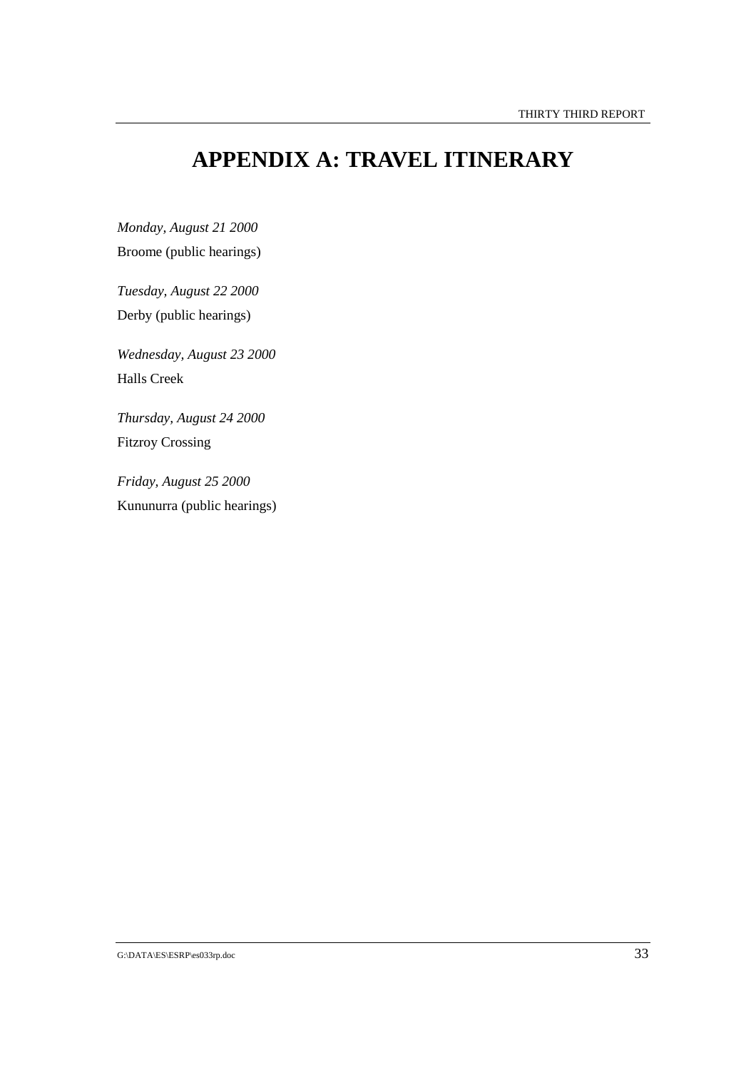# APPENDIX A: TRAVEL ITINERARY

*Monday, August 21 2000*

Broome (public hearings)

*Tuesday, August 22 2000*

Derby (public hearings)

*Wednesday, August 23 2000*

Halls Creek

*Thursday, August 24 2000*

Fitzroy Crossing

*Friday, August 25 2000*

Kununurra (public hearings)